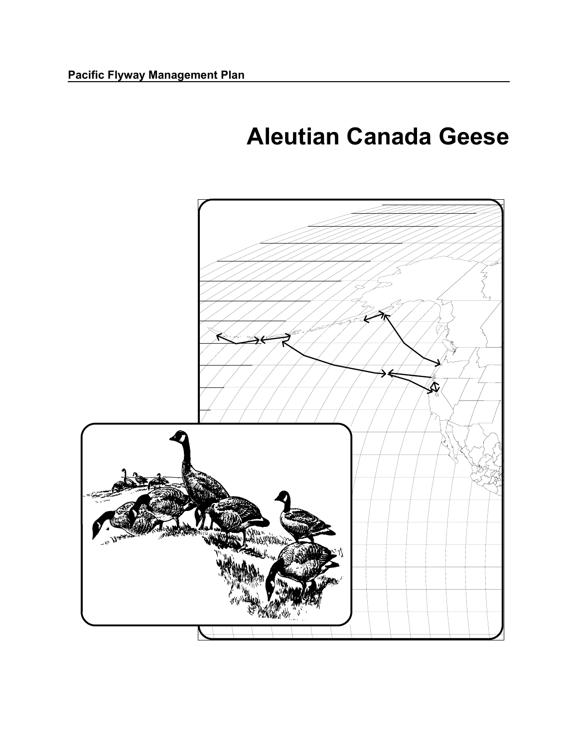Pacific Flyway Management Plan

# Aleutian Canada Geese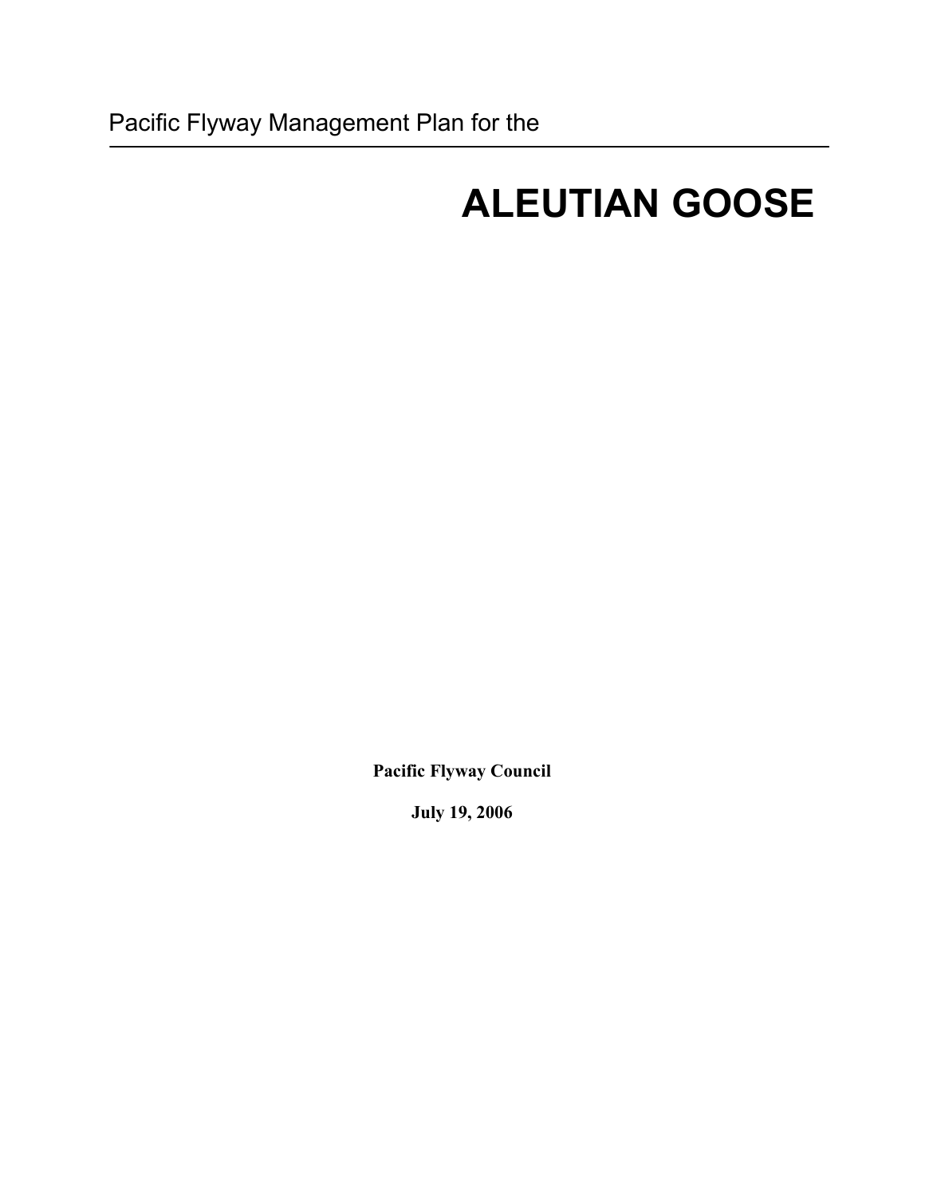Pacific Flyway Management Plan for the

# ALEUTIAN GOOSE

**Pacific Flyway Council**

**July 19, 2006**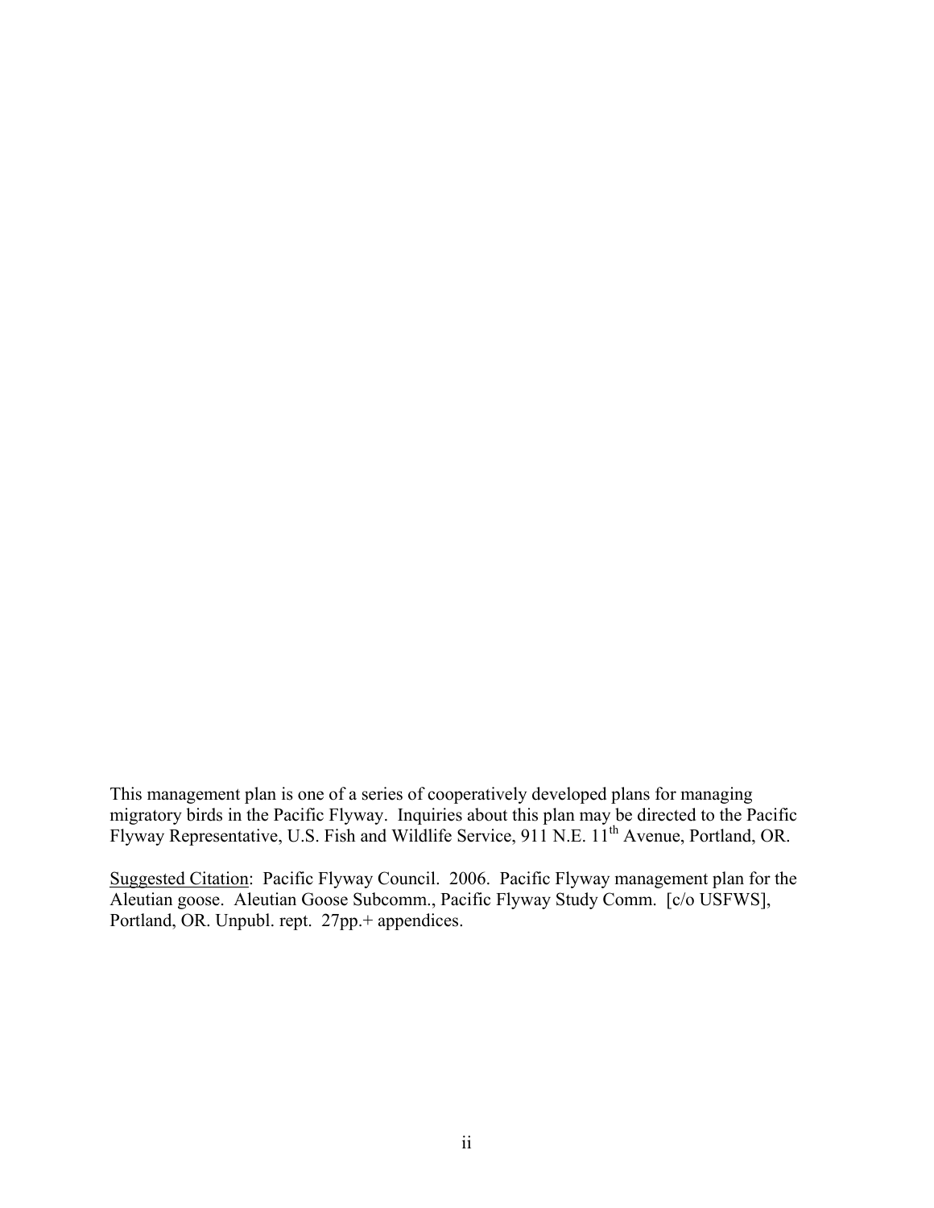This management plan is one of a series of cooperatively developed plans for managing migratory birds in the Pacific Flyway. Inquiries about this plan may be directed to the Pacific Flyway Representative, U.S. Fish and Wildlife Service, 911 N.E. 11th Avenue, Portland, OR.

Suggested Citation: Pacific Flyway Council. 2006. Pacific Flyway management plan for the Aleutian goose. Aleutian Goose Subcomm., Pacific Flyway Study Comm. [c/o USFWS], Portland, OR. Unpubl. rept. 27pp.+ appendices.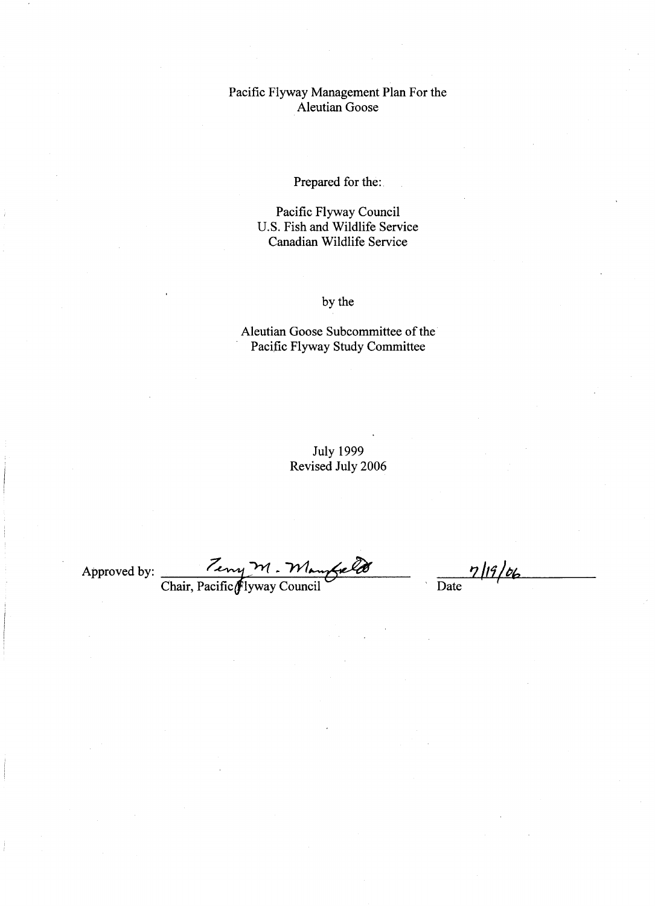# Pacific Flyway Management Plan For the Aleutian Goose

Prepared for the:

Pacific Flyway Council
U.S. Fish and Wildlife Service
Canadian Wildlife Service

by the

Aleutian Goose Subcommittee of the Pacific Flyway Study Committee

July 1999
Revised July 2006

Approved by: Terry M. Mansfield — Chair, Pacific Flyway Council    Date: 7/19/06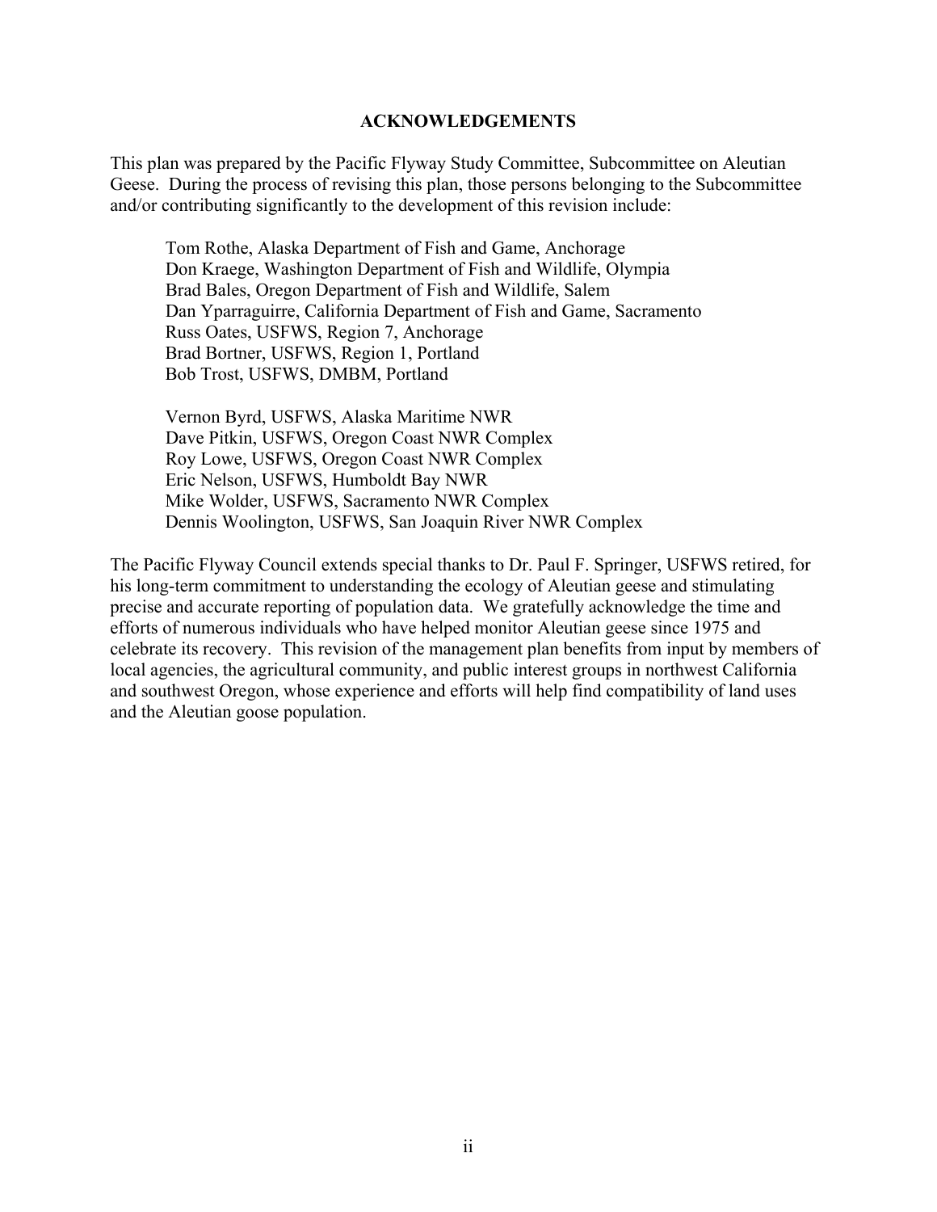## ACKNOWLEDGEMENTS

This plan was prepared by the Pacific Flyway Study Committee, Subcommittee on Aleutian Geese. During the process of revising this plan, those persons belonging to the Subcommittee and/or contributing significantly to the development of this revision include:

Tom Rothe, Alaska Department of Fish and Game, Anchorage
Don Kraege, Washington Department of Fish and Wildlife, Olympia
Brad Bales, Oregon Department of Fish and Wildlife, Salem
Dan Yparraguirre, California Department of Fish and Game, Sacramento
Russ Oates, USFWS, Region 7, Anchorage
Brad Bortner, USFWS, Region 1, Portland
Bob Trost, USFWS, DMBM, Portland

Vernon Byrd, USFWS, Alaska Maritime NWR
Dave Pitkin, USFWS, Oregon Coast NWR Complex
Roy Lowe, USFWS, Oregon Coast NWR Complex
Eric Nelson, USFWS, Humboldt Bay NWR
Mike Wolder, USFWS, Sacramento NWR Complex
Dennis Woolington, USFWS, San Joaquin River NWR Complex

The Pacific Flyway Council extends special thanks to Dr. Paul F. Springer, USFWS retired, for his long-term commitment to understanding the ecology of Aleutian geese and stimulating precise and accurate reporting of population data. We gratefully acknowledge the time and efforts of numerous individuals who have helped monitor Aleutian geese since 1975 and celebrate its recovery. This revision of the management plan benefits from input by members of local agencies, the agricultural community, and public interest groups in northwest California and southwest Oregon, whose experience and efforts will help find compatibility of land uses and the Aleutian goose population.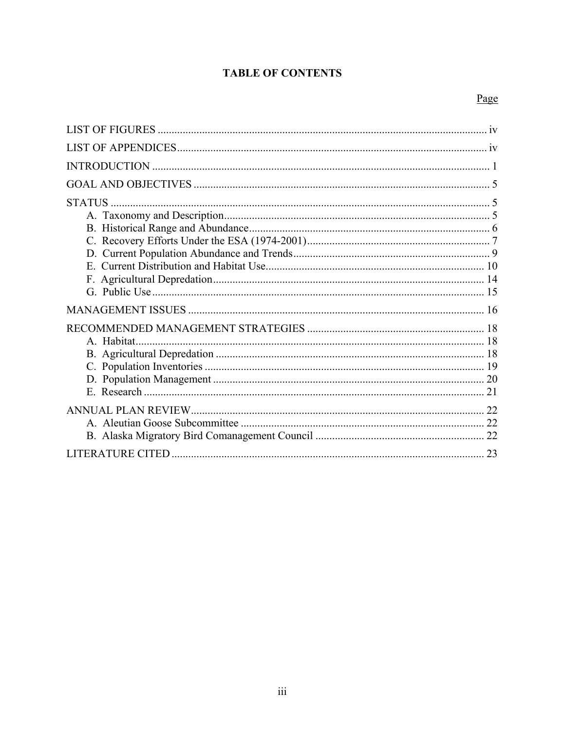# TABLE OF CONTENTS

| | Page |
|---|---|
| LIST OF FIGURES | iv |
| LIST OF APPENDICES | iv |
| INTRODUCTION | 1 |
| GOAL AND OBJECTIVES | 5 |
| STATUS | 5 |
| A. Taxonomy and Description | 5 |
| B. Historical Range and Abundance | 6 |
| C. Recovery Efforts Under the ESA (1974-2001) | 7 |
| D. Current Population Abundance and Trends | 9 |
| E. Current Distribution and Habitat Use | 10 |
| F. Agricultural Depredation | 14 |
| G. Public Use | 15 |
| MANAGEMENT ISSUES | 16 |
| RECOMMENDED MANAGEMENT STRATEGIES | 18 |
| A. Habitat | 18 |
| B. Agricultural Depredation | 18 |
| C. Population Inventories | 19 |
| D. Population Management | 20 |
| E. Research | 21 |
| ANNUAL PLAN REVIEW | 22 |
| A. Aleutian Goose Subcommittee | 22 |
| B. Alaska Migratory Bird Comanagement Council | 22 |
| LITERATURE CITED | 23 |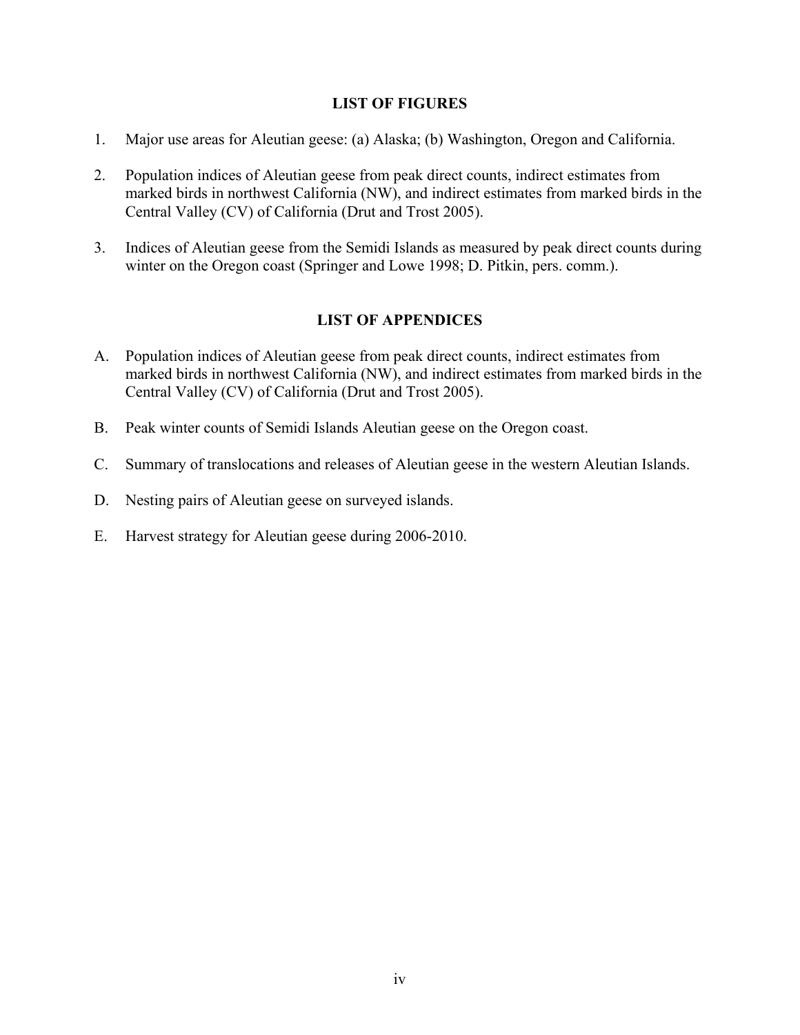## LIST OF FIGURES

1. Major use areas for Aleutian geese: (a) Alaska; (b) Washington, Oregon and California.

2. Population indices of Aleutian geese from peak direct counts, indirect estimates from marked birds in northwest California (NW), and indirect estimates from marked birds in the Central Valley (CV) of California (Drut and Trost 2005).

3. Indices of Aleutian geese from the Semidi Islands as measured by peak direct counts during winter on the Oregon coast (Springer and Lowe 1998; D. Pitkin, pers. comm.).

## LIST OF APPENDICES

A. Population indices of Aleutian geese from peak direct counts, indirect estimates from marked birds in northwest California (NW), and indirect estimates from marked birds in the Central Valley (CV) of California (Drut and Trost 2005).

B. Peak winter counts of Semidi Islands Aleutian geese on the Oregon coast.

C. Summary of translocations and releases of Aleutian geese in the western Aleutian Islands.

D. Nesting pairs of Aleutian geese on surveyed islands.

E. Harvest strategy for Aleutian geese during 2006-2010.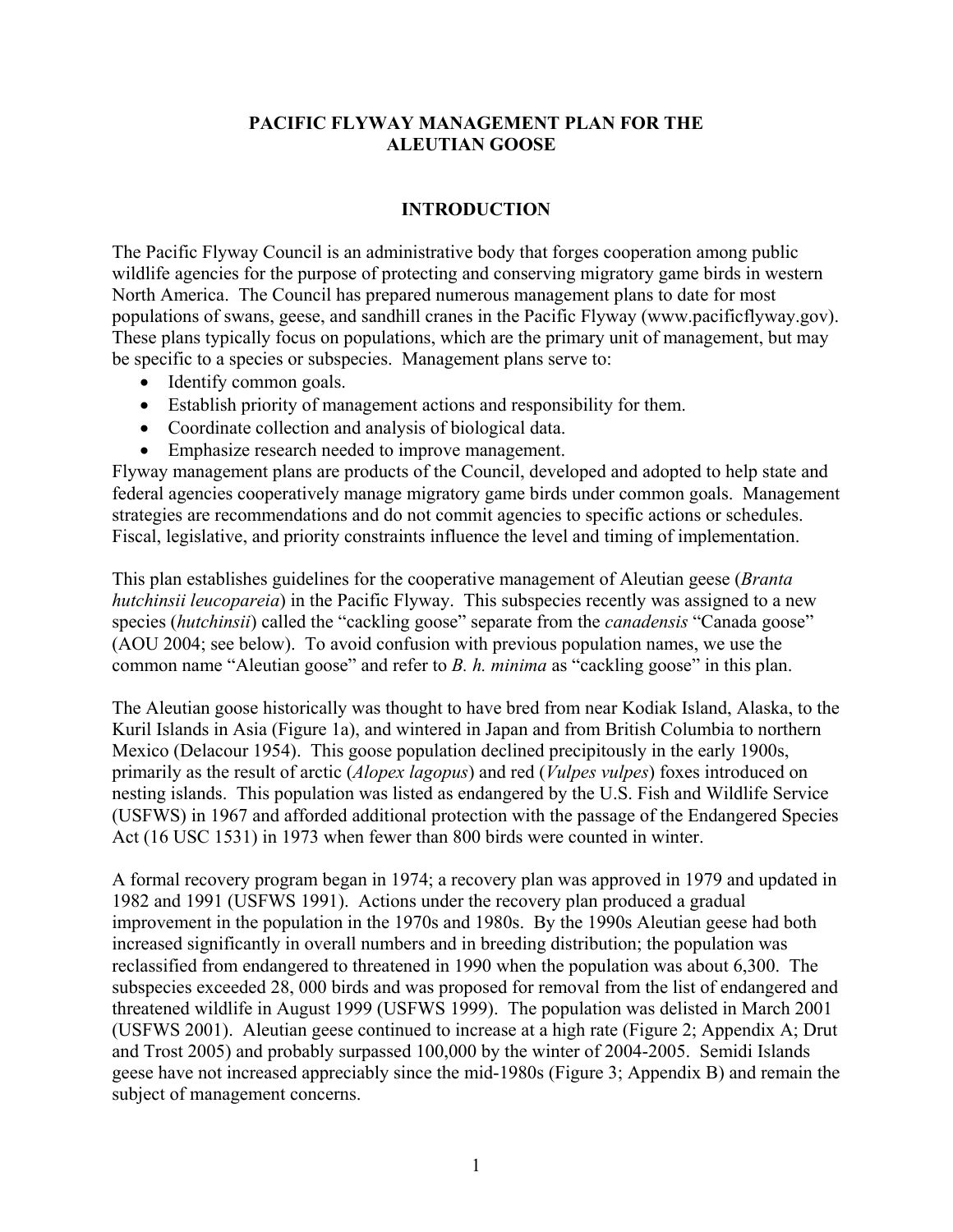# PACIFIC FLYWAY MANAGEMENT PLAN FOR THE ALEUTIAN GOOSE

## INTRODUCTION

The Pacific Flyway Council is an administrative body that forges cooperation among public wildlife agencies for the purpose of protecting and conserving migratory game birds in western North America. The Council has prepared numerous management plans to date for most populations of swans, geese, and sandhill cranes in the Pacific Flyway (www.pacificflyway.gov). These plans typically focus on populations, which are the primary unit of management, but may be specific to a species or subspecies. Management plans serve to:

- Identify common goals.
- Establish priority of management actions and responsibility for them.
- Coordinate collection and analysis of biological data.
- Emphasize research needed to improve management.

Flyway management plans are products of the Council, developed and adopted to help state and federal agencies cooperatively manage migratory game birds under common goals. Management strategies are recommendations and do not commit agencies to specific actions or schedules. Fiscal, legislative, and priority constraints influence the level and timing of implementation.

This plan establishes guidelines for the cooperative management of Aleutian geese (*Branta hutchinsii leucopareia*) in the Pacific Flyway. This subspecies recently was assigned to a new species (*hutchinsii*) called the "cackling goose" separate from the *canadensis* "Canada goose" (AOU 2004; see below). To avoid confusion with previous population names, we use the common name "Aleutian goose" and refer to *B. h. minima* as "cackling goose" in this plan.

The Aleutian goose historically was thought to have bred from near Kodiak Island, Alaska, to the Kuril Islands in Asia (Figure 1a), and wintered in Japan and from British Columbia to northern Mexico (Delacour 1954). This goose population declined precipitously in the early 1900s, primarily as the result of arctic (*Alopex lagopus*) and red (*Vulpes vulpes*) foxes introduced on nesting islands. This population was listed as endangered by the U.S. Fish and Wildlife Service (USFWS) in 1967 and afforded additional protection with the passage of the Endangered Species Act (16 USC 1531) in 1973 when fewer than 800 birds were counted in winter.

A formal recovery program began in 1974; a recovery plan was approved in 1979 and updated in 1982 and 1991 (USFWS 1991). Actions under the recovery plan produced a gradual improvement in the population in the 1970s and 1980s. By the 1990s Aleutian geese had both increased significantly in overall numbers and in breeding distribution; the population was reclassified from endangered to threatened in 1990 when the population was about 6,300. The subspecies exceeded 28, 000 birds and was proposed for removal from the list of endangered and threatened wildlife in August 1999 (USFWS 1999). The population was delisted in March 2001 (USFWS 2001). Aleutian geese continued to increase at a high rate (Figure 2; Appendix A; Drut and Trost 2005) and probably surpassed 100,000 by the winter of 2004-2005. Semidi Islands geese have not increased appreciably since the mid-1980s (Figure 3; Appendix B) and remain the subject of management concerns.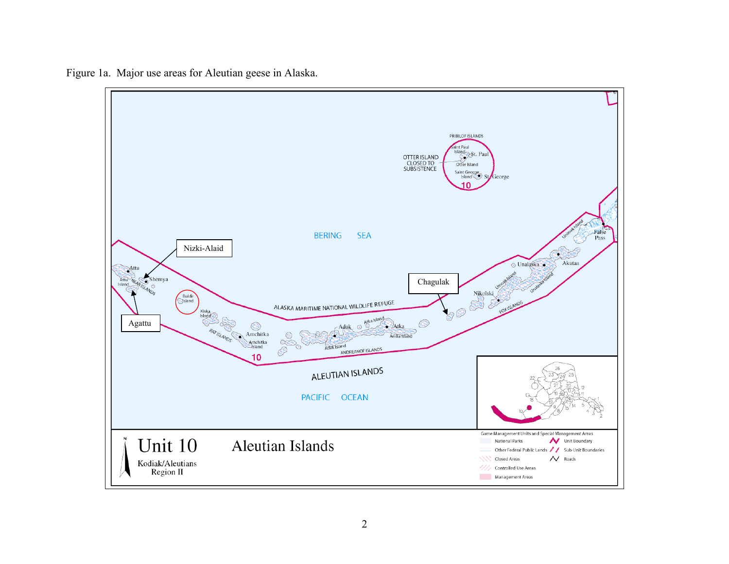Figure 1a. Major use areas for Aleutian geese in Alaska.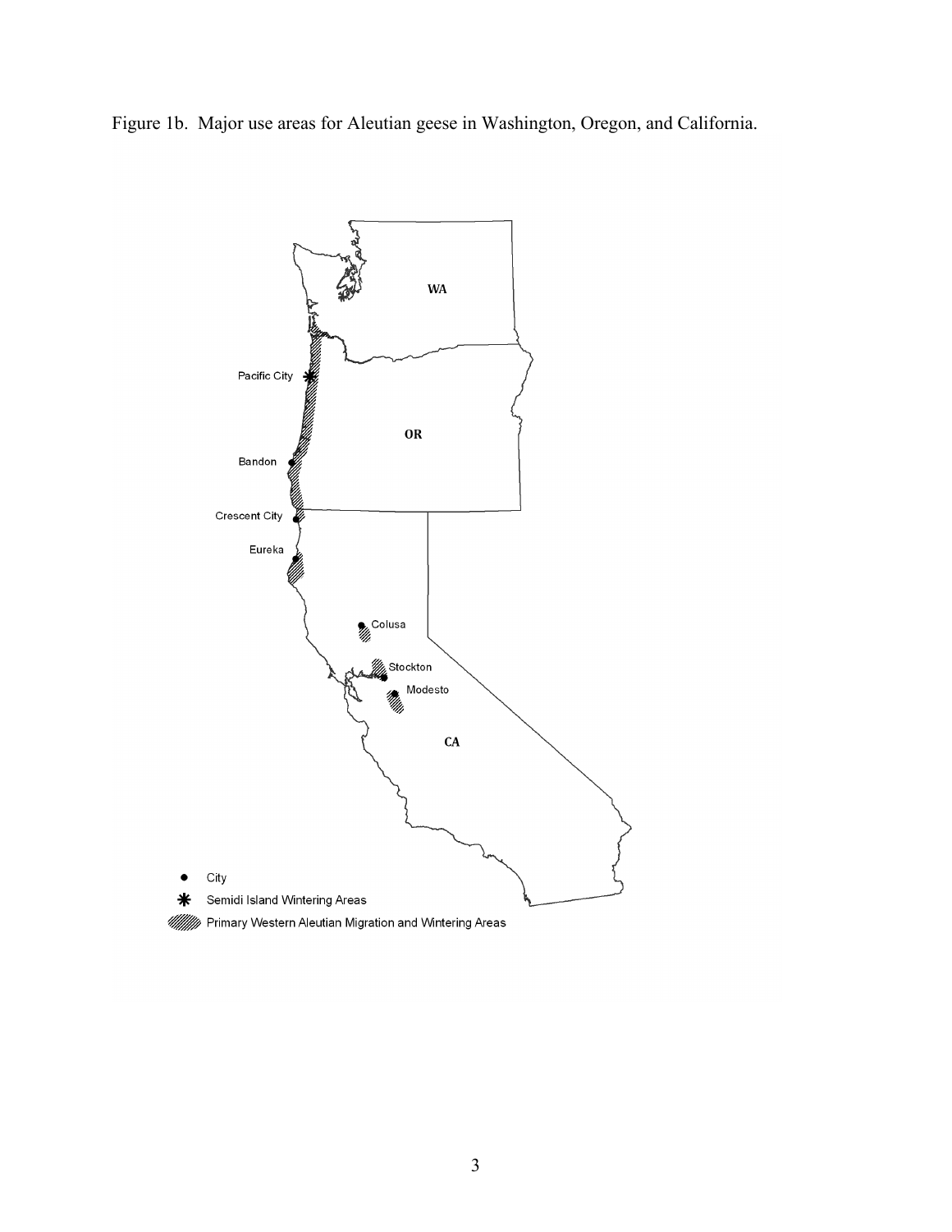Figure 1b. Major use areas for Aleutian geese in Washington, Oregon, and California.

WA

OR

CA

Pacific City

Bandon

Crescent City

Eureka

Colusa

Stockton

Modesto

● City

✱ Semidi Island Wintering Areas

Primary Western Aleutian Migration and Wintering Areas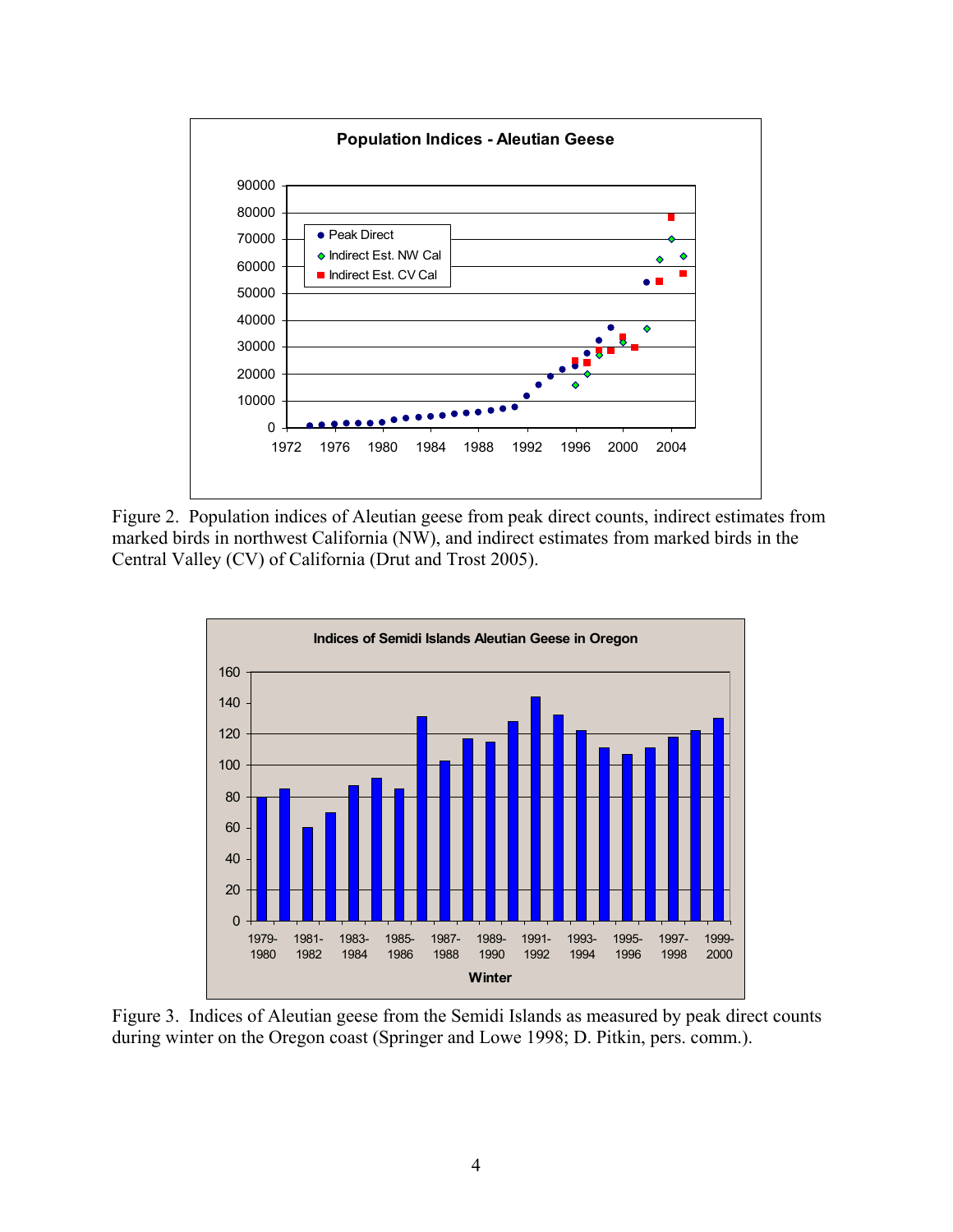Figure 2. Population indices of Aleutian geese from peak direct counts, indirect estimates from marked birds in northwest California (NW), and indirect estimates from marked birds in the Central Valley (CV) of California (Drut and Trost 2005).

Figure 3. Indices of Aleutian geese from the Semidi Islands as measured by peak direct counts during winter on the Oregon coast (Springer and Lowe 1998; D. Pitkin, pers. comm.).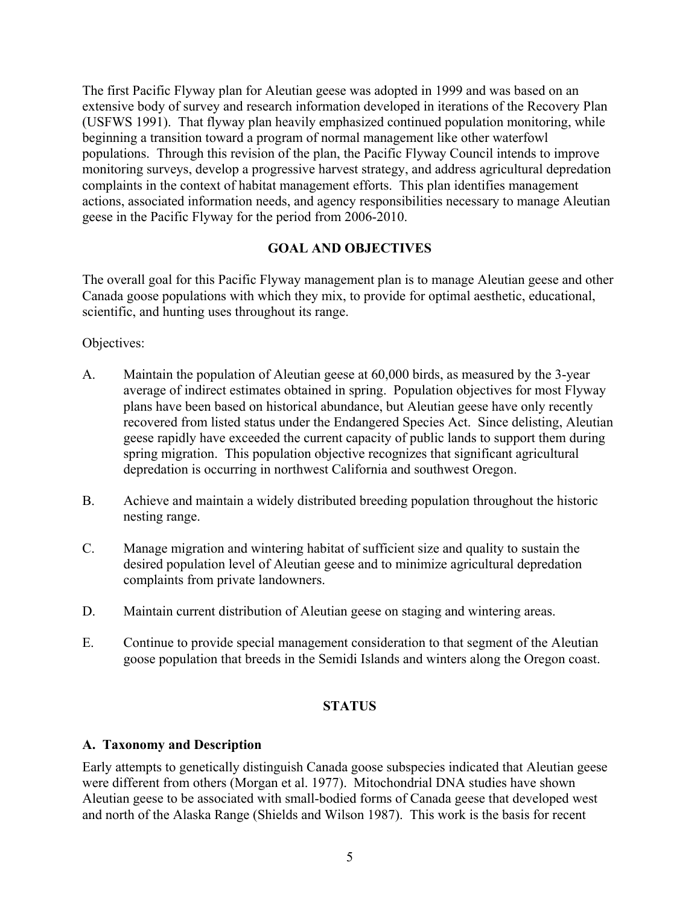The first Pacific Flyway plan for Aleutian geese was adopted in 1999 and was based on an extensive body of survey and research information developed in iterations of the Recovery Plan (USFWS 1991). That flyway plan heavily emphasized continued population monitoring, while beginning a transition toward a program of normal management like other waterfowl populations. Through this revision of the plan, the Pacific Flyway Council intends to improve monitoring surveys, develop a progressive harvest strategy, and address agricultural depredation complaints in the context of habitat management efforts. This plan identifies management actions, associated information needs, and agency responsibilities necessary to manage Aleutian geese in the Pacific Flyway for the period from 2006-2010.

## GOAL AND OBJECTIVES

The overall goal for this Pacific Flyway management plan is to manage Aleutian geese and other Canada goose populations with which they mix, to provide for optimal aesthetic, educational, scientific, and hunting uses throughout its range.

Objectives:

A. Maintain the population of Aleutian geese at 60,000 birds, as measured by the 3-year average of indirect estimates obtained in spring. Population objectives for most Flyway plans have been based on historical abundance, but Aleutian geese have only recently recovered from listed status under the Endangered Species Act. Since delisting, Aleutian geese rapidly have exceeded the current capacity of public lands to support them during spring migration. This population objective recognizes that significant agricultural depredation is occurring in northwest California and southwest Oregon.

B. Achieve and maintain a widely distributed breeding population throughout the historic nesting range.

C. Manage migration and wintering habitat of sufficient size and quality to sustain the desired population level of Aleutian geese and to minimize agricultural depredation complaints from private landowners.

D. Maintain current distribution of Aleutian geese on staging and wintering areas.

E. Continue to provide special management consideration to that segment of the Aleutian goose population that breeds in the Semidi Islands and winters along the Oregon coast.

## STATUS

### A. Taxonomy and Description

Early attempts to genetically distinguish Canada goose subspecies indicated that Aleutian geese were different from others (Morgan et al. 1977). Mitochondrial DNA studies have shown Aleutian geese to be associated with small-bodied forms of Canada geese that developed west and north of the Alaska Range (Shields and Wilson 1987). This work is the basis for recent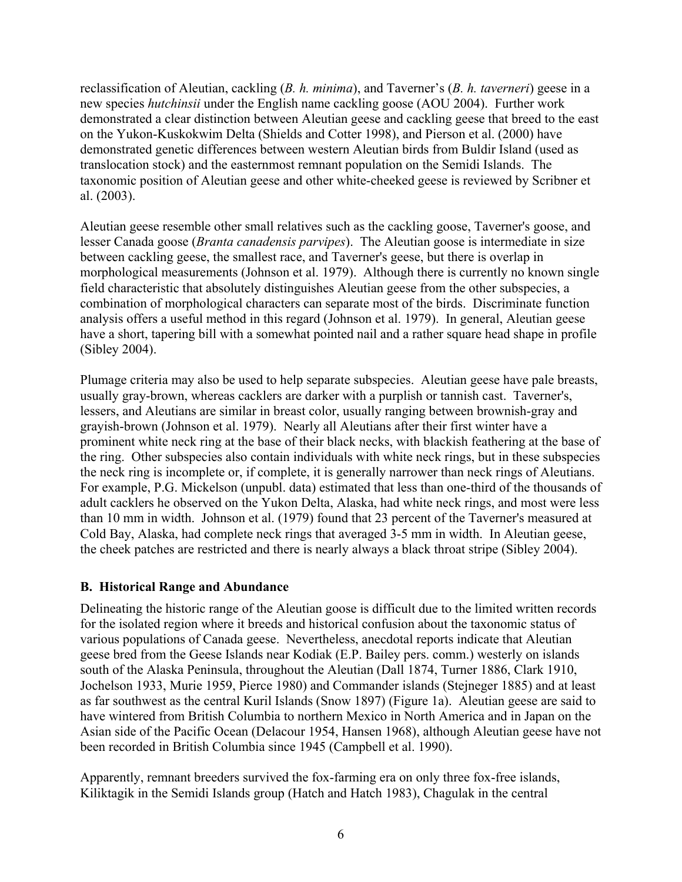reclassification of Aleutian, cackling (*B. h. minima*), and Taverner's (*B. h. taverneri*) geese in a new species *hutchinsii* under the English name cackling goose (AOU 2004). Further work demonstrated a clear distinction between Aleutian geese and cackling geese that breed to the east on the Yukon-Kuskokwim Delta (Shields and Cotter 1998), and Pierson et al. (2000) have demonstrated genetic differences between western Aleutian birds from Buldir Island (used as translocation stock) and the easternmost remnant population on the Semidi Islands. The taxonomic position of Aleutian geese and other white-cheeked geese is reviewed by Scribner et al. (2003).

Aleutian geese resemble other small relatives such as the cackling goose, Taverner's goose, and lesser Canada goose (*Branta canadensis parvipes*). The Aleutian goose is intermediate in size between cackling geese, the smallest race, and Taverner's geese, but there is overlap in morphological measurements (Johnson et al. 1979). Although there is currently no known single field characteristic that absolutely distinguishes Aleutian geese from the other subspecies, a combination of morphological characters can separate most of the birds. Discriminate function analysis offers a useful method in this regard (Johnson et al. 1979). In general, Aleutian geese have a short, tapering bill with a somewhat pointed nail and a rather square head shape in profile (Sibley 2004).

Plumage criteria may also be used to help separate subspecies. Aleutian geese have pale breasts, usually gray-brown, whereas cacklers are darker with a purplish or tannish cast. Taverner's, lessers, and Aleutians are similar in breast color, usually ranging between brownish-gray and grayish-brown (Johnson et al. 1979). Nearly all Aleutians after their first winter have a prominent white neck ring at the base of their black necks, with blackish feathering at the base of the ring. Other subspecies also contain individuals with white neck rings, but in these subspecies the neck ring is incomplete or, if complete, it is generally narrower than neck rings of Aleutians. For example, P.G. Mickelson (unpubl. data) estimated that less than one-third of the thousands of adult cacklers he observed on the Yukon Delta, Alaska, had white neck rings, and most were less than 10 mm in width. Johnson et al. (1979) found that 23 percent of the Taverner's measured at Cold Bay, Alaska, had complete neck rings that averaged 3-5 mm in width. In Aleutian geese, the cheek patches are restricted and there is nearly always a black throat stripe (Sibley 2004).

## B. Historical Range and Abundance

Delineating the historic range of the Aleutian goose is difficult due to the limited written records for the isolated region where it breeds and historical confusion about the taxonomic status of various populations of Canada geese. Nevertheless, anecdotal reports indicate that Aleutian geese bred from the Geese Islands near Kodiak (E.P. Bailey pers. comm.) westerly on islands south of the Alaska Peninsula, throughout the Aleutian (Dall 1874, Turner 1886, Clark 1910, Jochelson 1933, Murie 1959, Pierce 1980) and Commander islands (Stejneger 1885) and at least as far southwest as the central Kuril Islands (Snow 1897) (Figure 1a). Aleutian geese are said to have wintered from British Columbia to northern Mexico in North America and in Japan on the Asian side of the Pacific Ocean (Delacour 1954, Hansen 1968), although Aleutian geese have not been recorded in British Columbia since 1945 (Campbell et al. 1990).

Apparently, remnant breeders survived the fox-farming era on only three fox-free islands, Kiliktagik in the Semidi Islands group (Hatch and Hatch 1983), Chagulak in the central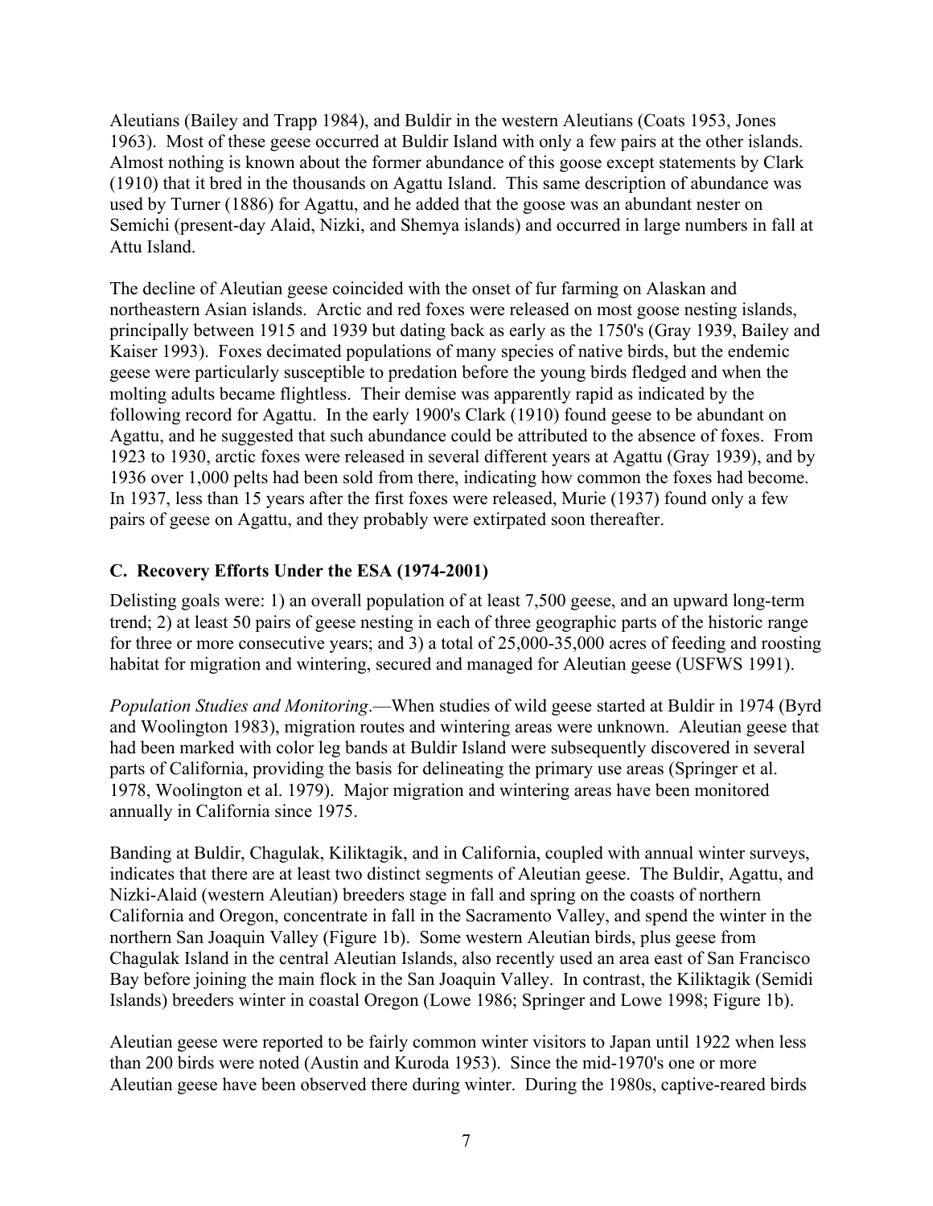Aleutians (Bailey and Trapp 1984), and Buldir in the western Aleutians (Coats 1953, Jones 1963). Most of these geese occurred at Buldir Island with only a few pairs at the other islands. Almost nothing is known about the former abundance of this goose except statements by Clark (1910) that it bred in the thousands on Agattu Island. This same description of abundance was used by Turner (1886) for Agattu, and he added that the goose was an abundant nester on Semichi (present-day Alaid, Nizki, and Shemya islands) and occurred in large numbers in fall at Attu Island.

The decline of Aleutian geese coincided with the onset of fur farming on Alaskan and northeastern Asian islands. Arctic and red foxes were released on most goose nesting islands, principally between 1915 and 1939 but dating back as early as the 1750's (Gray 1939, Bailey and Kaiser 1993). Foxes decimated populations of many species of native birds, but the endemic geese were particularly susceptible to predation before the young birds fledged and when the molting adults became flightless. Their demise was apparently rapid as indicated by the following record for Agattu. In the early 1900's Clark (1910) found geese to be abundant on Agattu, and he suggested that such abundance could be attributed to the absence of foxes. From 1923 to 1930, arctic foxes were released in several different years at Agattu (Gray 1939), and by 1936 over 1,000 pelts had been sold from there, indicating how common the foxes had become. In 1937, less than 15 years after the first foxes were released, Murie (1937) found only a few pairs of geese on Agattu, and they probably were extirpated soon thereafter.

### C. Recovery Efforts Under the ESA (1974-2001)

Delisting goals were: 1) an overall population of at least 7,500 geese, and an upward long-term trend; 2) at least 50 pairs of geese nesting in each of three geographic parts of the historic range for three or more consecutive years; and 3) a total of 25,000-35,000 acres of feeding and roosting habitat for migration and wintering, secured and managed for Aleutian geese (USFWS 1991).

*Population Studies and Monitoring*.—When studies of wild geese started at Buldir in 1974 (Byrd and Woolington 1983), migration routes and wintering areas were unknown. Aleutian geese that had been marked with color leg bands at Buldir Island were subsequently discovered in several parts of California, providing the basis for delineating the primary use areas (Springer et al. 1978, Woolington et al. 1979). Major migration and wintering areas have been monitored annually in California since 1975.

Banding at Buldir, Chagulak, Kiliktagik, and in California, coupled with annual winter surveys, indicates that there are at least two distinct segments of Aleutian geese. The Buldir, Agattu, and Nizki-Alaid (western Aleutian) breeders stage in fall and spring on the coasts of northern California and Oregon, concentrate in fall in the Sacramento Valley, and spend the winter in the northern San Joaquin Valley (Figure 1b). Some western Aleutian birds, plus geese from Chagulak Island in the central Aleutian Islands, also recently used an area east of San Francisco Bay before joining the main flock in the San Joaquin Valley. In contrast, the Kiliktagik (Semidi Islands) breeders winter in coastal Oregon (Lowe 1986; Springer and Lowe 1998; Figure 1b).

Aleutian geese were reported to be fairly common winter visitors to Japan until 1922 when less than 200 birds were noted (Austin and Kuroda 1953). Since the mid-1970's one or more Aleutian geese have been observed there during winter. During the 1980s, captive-reared birds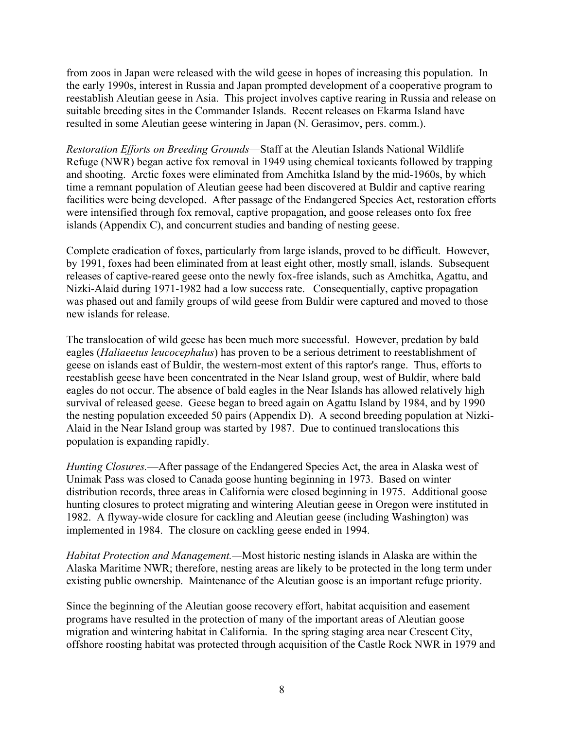from zoos in Japan were released with the wild geese in hopes of increasing this population. In the early 1990s, interest in Russia and Japan prompted development of a cooperative program to reestablish Aleutian geese in Asia. This project involves captive rearing in Russia and release on suitable breeding sites in the Commander Islands. Recent releases on Ekarma Island have resulted in some Aleutian geese wintering in Japan (N. Gerasimov, pers. comm.).

*Restoration Efforts on Breeding Grounds*—Staff at the Aleutian Islands National Wildlife Refuge (NWR) began active fox removal in 1949 using chemical toxicants followed by trapping and shooting. Arctic foxes were eliminated from Amchitka Island by the mid-1960s, by which time a remnant population of Aleutian geese had been discovered at Buldir and captive rearing facilities were being developed. After passage of the Endangered Species Act, restoration efforts were intensified through fox removal, captive propagation, and goose releases onto fox free islands (Appendix C), and concurrent studies and banding of nesting geese.

Complete eradication of foxes, particularly from large islands, proved to be difficult. However, by 1991, foxes had been eliminated from at least eight other, mostly small, islands. Subsequent releases of captive-reared geese onto the newly fox-free islands, such as Amchitka, Agattu, and Nizki-Alaid during 1971-1982 had a low success rate. Consequentially, captive propagation was phased out and family groups of wild geese from Buldir were captured and moved to those new islands for release.

The translocation of wild geese has been much more successful. However, predation by bald eagles (*Haliaeetus leucocephalus*) has proven to be a serious detriment to reestablishment of geese on islands east of Buldir, the western-most extent of this raptor's range. Thus, efforts to reestablish geese have been concentrated in the Near Island group, west of Buldir, where bald eagles do not occur. The absence of bald eagles in the Near Islands has allowed relatively high survival of released geese. Geese began to breed again on Agattu Island by 1984, and by 1990 the nesting population exceeded 50 pairs (Appendix D). A second breeding population at Nizki-Alaid in the Near Island group was started by 1987. Due to continued translocations this population is expanding rapidly.

*Hunting Closures.*—After passage of the Endangered Species Act, the area in Alaska west of Unimak Pass was closed to Canada goose hunting beginning in 1973. Based on winter distribution records, three areas in California were closed beginning in 1975. Additional goose hunting closures to protect migrating and wintering Aleutian geese in Oregon were instituted in 1982. A flyway-wide closure for cackling and Aleutian geese (including Washington) was implemented in 1984. The closure on cackling geese ended in 1994.

*Habitat Protection and Management.*—Most historic nesting islands in Alaska are within the Alaska Maritime NWR; therefore, nesting areas are likely to be protected in the long term under existing public ownership. Maintenance of the Aleutian goose is an important refuge priority.

Since the beginning of the Aleutian goose recovery effort, habitat acquisition and easement programs have resulted in the protection of many of the important areas of Aleutian goose migration and wintering habitat in California. In the spring staging area near Crescent City, offshore roosting habitat was protected through acquisition of the Castle Rock NWR in 1979 and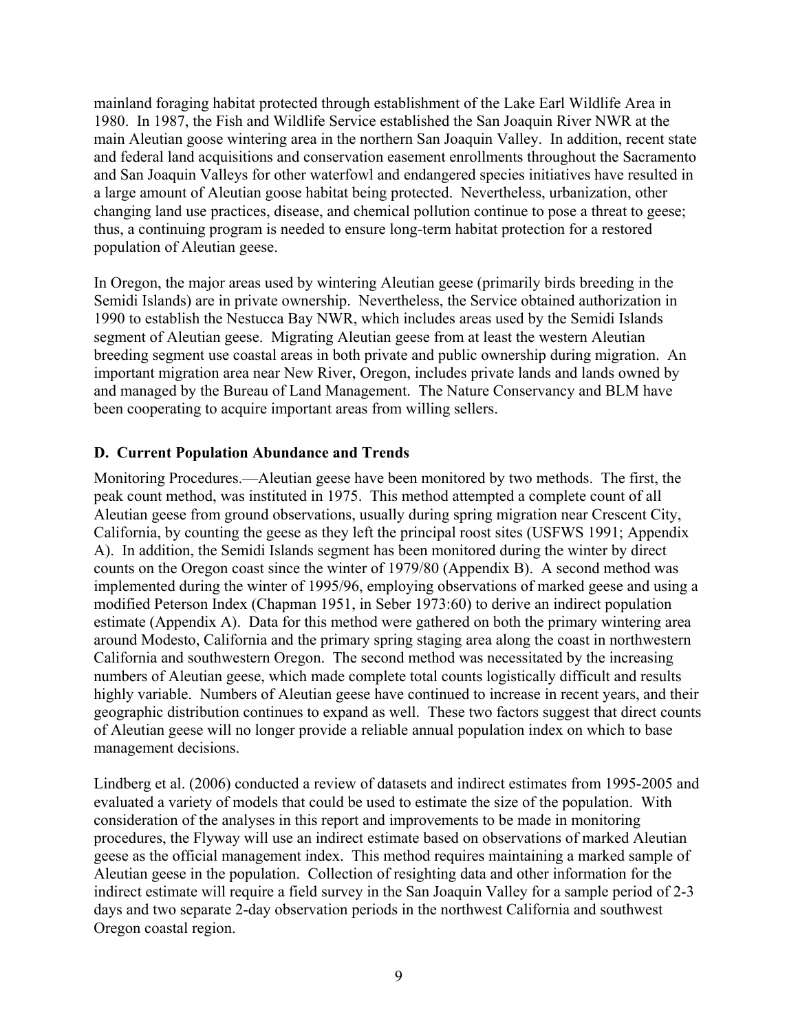mainland foraging habitat protected through establishment of the Lake Earl Wildlife Area in 1980. In 1987, the Fish and Wildlife Service established the San Joaquin River NWR at the main Aleutian goose wintering area in the northern San Joaquin Valley. In addition, recent state and federal land acquisitions and conservation easement enrollments throughout the Sacramento and San Joaquin Valleys for other waterfowl and endangered species initiatives have resulted in a large amount of Aleutian goose habitat being protected. Nevertheless, urbanization, other changing land use practices, disease, and chemical pollution continue to pose a threat to geese; thus, a continuing program is needed to ensure long-term habitat protection for a restored population of Aleutian geese.

In Oregon, the major areas used by wintering Aleutian geese (primarily birds breeding in the Semidi Islands) are in private ownership. Nevertheless, the Service obtained authorization in 1990 to establish the Nestucca Bay NWR, which includes areas used by the Semidi Islands segment of Aleutian geese. Migrating Aleutian geese from at least the western Aleutian breeding segment use coastal areas in both private and public ownership during migration. An important migration area near New River, Oregon, includes private lands and lands owned by and managed by the Bureau of Land Management. The Nature Conservancy and BLM have been cooperating to acquire important areas from willing sellers.

### D. Current Population Abundance and Trends

Monitoring Procedures.—Aleutian geese have been monitored by two methods. The first, the peak count method, was instituted in 1975. This method attempted a complete count of all Aleutian geese from ground observations, usually during spring migration near Crescent City, California, by counting the geese as they left the principal roost sites (USFWS 1991; Appendix A). In addition, the Semidi Islands segment has been monitored during the winter by direct counts on the Oregon coast since the winter of 1979/80 (Appendix B). A second method was implemented during the winter of 1995/96, employing observations of marked geese and using a modified Peterson Index (Chapman 1951, in Seber 1973:60) to derive an indirect population estimate (Appendix A). Data for this method were gathered on both the primary wintering area around Modesto, California and the primary spring staging area along the coast in northwestern California and southwestern Oregon. The second method was necessitated by the increasing numbers of Aleutian geese, which made complete total counts logistically difficult and results highly variable. Numbers of Aleutian geese have continued to increase in recent years, and their geographic distribution continues to expand as well. These two factors suggest that direct counts of Aleutian geese will no longer provide a reliable annual population index on which to base management decisions.

Lindberg et al. (2006) conducted a review of datasets and indirect estimates from 1995-2005 and evaluated a variety of models that could be used to estimate the size of the population. With consideration of the analyses in this report and improvements to be made in monitoring procedures, the Flyway will use an indirect estimate based on observations of marked Aleutian geese as the official management index. This method requires maintaining a marked sample of Aleutian geese in the population. Collection of resighting data and other information for the indirect estimate will require a field survey in the San Joaquin Valley for a sample period of 2-3 days and two separate 2-day observation periods in the northwest California and southwest Oregon coastal region.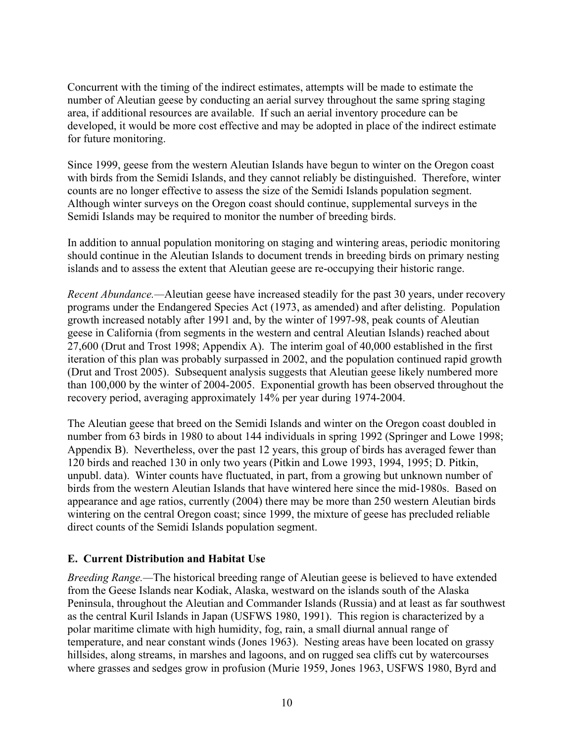Concurrent with the timing of the indirect estimates, attempts will be made to estimate the number of Aleutian geese by conducting an aerial survey throughout the same spring staging area, if additional resources are available. If such an aerial inventory procedure can be developed, it would be more cost effective and may be adopted in place of the indirect estimate for future monitoring.

Since 1999, geese from the western Aleutian Islands have begun to winter on the Oregon coast with birds from the Semidi Islands, and they cannot reliably be distinguished. Therefore, winter counts are no longer effective to assess the size of the Semidi Islands population segment. Although winter surveys on the Oregon coast should continue, supplemental surveys in the Semidi Islands may be required to monitor the number of breeding birds.

In addition to annual population monitoring on staging and wintering areas, periodic monitoring should continue in the Aleutian Islands to document trends in breeding birds on primary nesting islands and to assess the extent that Aleutian geese are re-occupying their historic range.

*Recent Abundance.*—Aleutian geese have increased steadily for the past 30 years, under recovery programs under the Endangered Species Act (1973, as amended) and after delisting. Population growth increased notably after 1991 and, by the winter of 1997-98, peak counts of Aleutian geese in California (from segments in the western and central Aleutian Islands) reached about 27,600 (Drut and Trost 1998; Appendix A). The interim goal of 40,000 established in the first iteration of this plan was probably surpassed in 2002, and the population continued rapid growth (Drut and Trost 2005). Subsequent analysis suggests that Aleutian geese likely numbered more than 100,000 by the winter of 2004-2005. Exponential growth has been observed throughout the recovery period, averaging approximately 14% per year during 1974-2004.

The Aleutian geese that breed on the Semidi Islands and winter on the Oregon coast doubled in number from 63 birds in 1980 to about 144 individuals in spring 1992 (Springer and Lowe 1998; Appendix B). Nevertheless, over the past 12 years, this group of birds has averaged fewer than 120 birds and reached 130 in only two years (Pitkin and Lowe 1993, 1994, 1995; D. Pitkin, unpubl. data). Winter counts have fluctuated, in part, from a growing but unknown number of birds from the western Aleutian Islands that have wintered here since the mid-1980s. Based on appearance and age ratios, currently (2004) there may be more than 250 western Aleutian birds wintering on the central Oregon coast; since 1999, the mixture of geese has precluded reliable direct counts of the Semidi Islands population segment.

## E. Current Distribution and Habitat Use

*Breeding Range.*—The historical breeding range of Aleutian geese is believed to have extended from the Geese Islands near Kodiak, Alaska, westward on the islands south of the Alaska Peninsula, throughout the Aleutian and Commander Islands (Russia) and at least as far southwest as the central Kuril Islands in Japan (USFWS 1980, 1991). This region is characterized by a polar maritime climate with high humidity, fog, rain, a small diurnal annual range of temperature, and near constant winds (Jones 1963). Nesting areas have been located on grassy hillsides, along streams, in marshes and lagoons, and on rugged sea cliffs cut by watercourses where grasses and sedges grow in profusion (Murie 1959, Jones 1963, USFWS 1980, Byrd and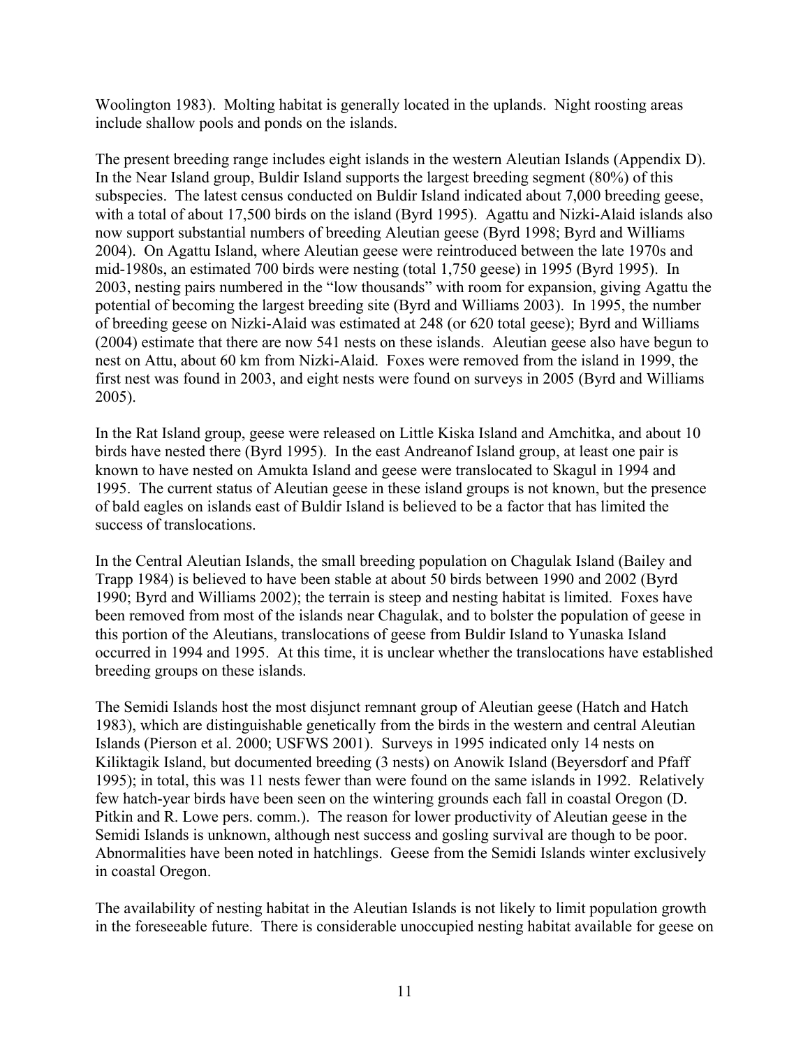Woolington 1983). Molting habitat is generally located in the uplands. Night roosting areas include shallow pools and ponds on the islands.

The present breeding range includes eight islands in the western Aleutian Islands (Appendix D). In the Near Island group, Buldir Island supports the largest breeding segment (80%) of this subspecies. The latest census conducted on Buldir Island indicated about 7,000 breeding geese, with a total of about 17,500 birds on the island (Byrd 1995). Agattu and Nizki-Alaid islands also now support substantial numbers of breeding Aleutian geese (Byrd 1998; Byrd and Williams 2004). On Agattu Island, where Aleutian geese were reintroduced between the late 1970s and mid-1980s, an estimated 700 birds were nesting (total 1,750 geese) in 1995 (Byrd 1995). In 2003, nesting pairs numbered in the "low thousands" with room for expansion, giving Agattu the potential of becoming the largest breeding site (Byrd and Williams 2003). In 1995, the number of breeding geese on Nizki-Alaid was estimated at 248 (or 620 total geese); Byrd and Williams (2004) estimate that there are now 541 nests on these islands. Aleutian geese also have begun to nest on Attu, about 60 km from Nizki-Alaid. Foxes were removed from the island in 1999, the first nest was found in 2003, and eight nests were found on surveys in 2005 (Byrd and Williams 2005).

In the Rat Island group, geese were released on Little Kiska Island and Amchitka, and about 10 birds have nested there (Byrd 1995). In the east Andreanof Island group, at least one pair is known to have nested on Amukta Island and geese were translocated to Skagul in 1994 and 1995. The current status of Aleutian geese in these island groups is not known, but the presence of bald eagles on islands east of Buldir Island is believed to be a factor that has limited the success of translocations.

In the Central Aleutian Islands, the small breeding population on Chagulak Island (Bailey and Trapp 1984) is believed to have been stable at about 50 birds between 1990 and 2002 (Byrd 1990; Byrd and Williams 2002); the terrain is steep and nesting habitat is limited. Foxes have been removed from most of the islands near Chagulak, and to bolster the population of geese in this portion of the Aleutians, translocations of geese from Buldir Island to Yunaska Island occurred in 1994 and 1995. At this time, it is unclear whether the translocations have established breeding groups on these islands.

The Semidi Islands host the most disjunct remnant group of Aleutian geese (Hatch and Hatch 1983), which are distinguishable genetically from the birds in the western and central Aleutian Islands (Pierson et al. 2000; USFWS 2001). Surveys in 1995 indicated only 14 nests on Kiliktagik Island, but documented breeding (3 nests) on Anowik Island (Beyersdorf and Pfaff 1995); in total, this was 11 nests fewer than were found on the same islands in 1992. Relatively few hatch-year birds have been seen on the wintering grounds each fall in coastal Oregon (D. Pitkin and R. Lowe pers. comm.). The reason for lower productivity of Aleutian geese in the Semidi Islands is unknown, although nest success and gosling survival are though to be poor. Abnormalities have been noted in hatchlings. Geese from the Semidi Islands winter exclusively in coastal Oregon.

The availability of nesting habitat in the Aleutian Islands is not likely to limit population growth in the foreseeable future. There is considerable unoccupied nesting habitat available for geese on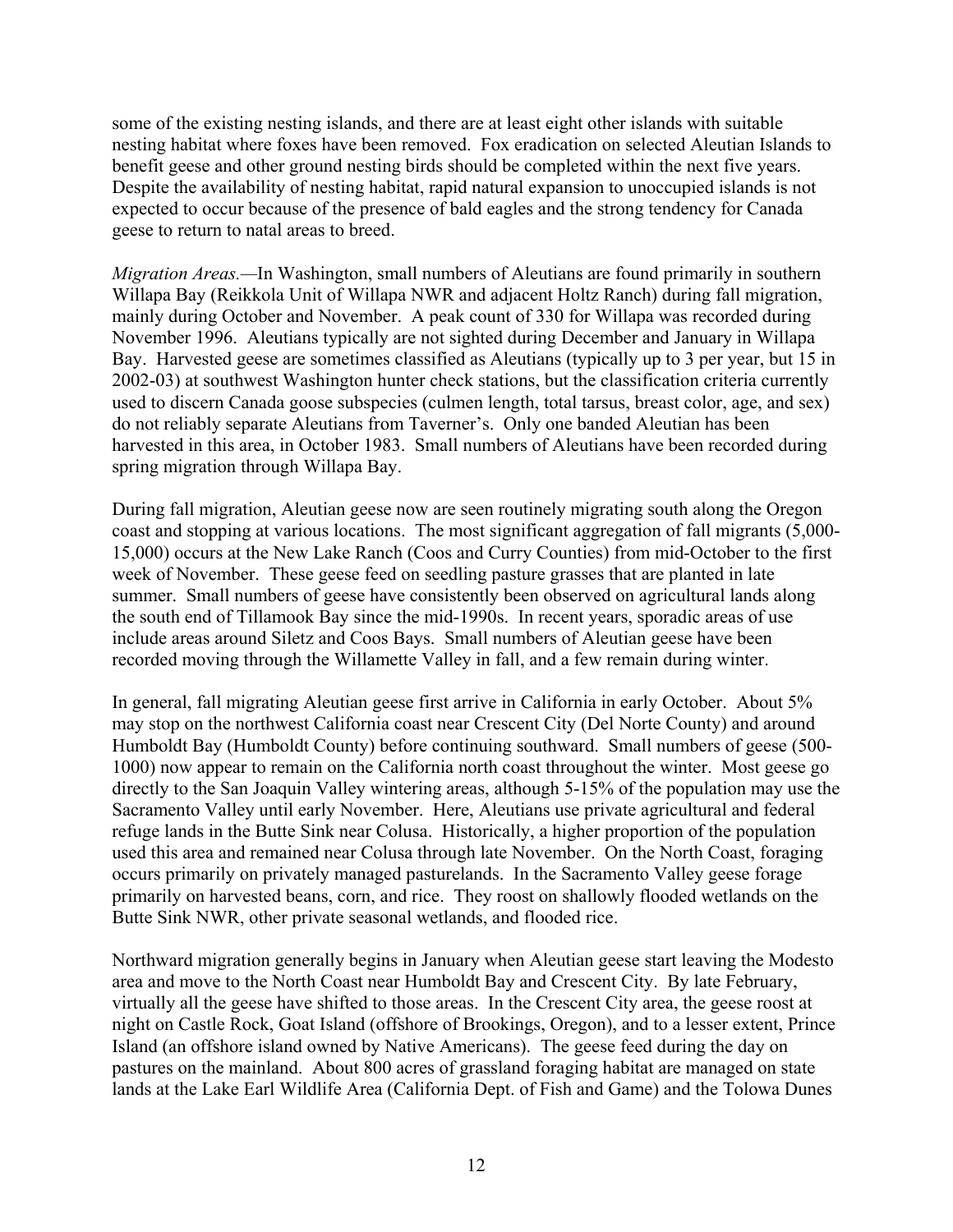some of the existing nesting islands, and there are at least eight other islands with suitable nesting habitat where foxes have been removed. Fox eradication on selected Aleutian Islands to benefit geese and other ground nesting birds should be completed within the next five years. Despite the availability of nesting habitat, rapid natural expansion to unoccupied islands is not expected to occur because of the presence of bald eagles and the strong tendency for Canada geese to return to natal areas to breed.

*Migration Areas.*—In Washington, small numbers of Aleutians are found primarily in southern Willapa Bay (Reikkola Unit of Willapa NWR and adjacent Holtz Ranch) during fall migration, mainly during October and November. A peak count of 330 for Willapa was recorded during November 1996. Aleutians typically are not sighted during December and January in Willapa Bay. Harvested geese are sometimes classified as Aleutians (typically up to 3 per year, but 15 in 2002-03) at southwest Washington hunter check stations, but the classification criteria currently used to discern Canada goose subspecies (culmen length, total tarsus, breast color, age, and sex) do not reliably separate Aleutians from Taverner's. Only one banded Aleutian has been harvested in this area, in October 1983. Small numbers of Aleutians have been recorded during spring migration through Willapa Bay.

During fall migration, Aleutian geese now are seen routinely migrating south along the Oregon coast and stopping at various locations. The most significant aggregation of fall migrants (5,000-15,000) occurs at the New Lake Ranch (Coos and Curry Counties) from mid-October to the first week of November. These geese feed on seedling pasture grasses that are planted in late summer. Small numbers of geese have consistently been observed on agricultural lands along the south end of Tillamook Bay since the mid-1990s. In recent years, sporadic areas of use include areas around Siletz and Coos Bays. Small numbers of Aleutian geese have been recorded moving through the Willamette Valley in fall, and a few remain during winter.

In general, fall migrating Aleutian geese first arrive in California in early October. About 5% may stop on the northwest California coast near Crescent City (Del Norte County) and around Humboldt Bay (Humboldt County) before continuing southward. Small numbers of geese (500-1000) now appear to remain on the California north coast throughout the winter. Most geese go directly to the San Joaquin Valley wintering areas, although 5-15% of the population may use the Sacramento Valley until early November. Here, Aleutians use private agricultural and federal refuge lands in the Butte Sink near Colusa. Historically, a higher proportion of the population used this area and remained near Colusa through late November. On the North Coast, foraging occurs primarily on privately managed pasturelands. In the Sacramento Valley geese forage primarily on harvested beans, corn, and rice. They roost on shallowly flooded wetlands on the Butte Sink NWR, other private seasonal wetlands, and flooded rice.

Northward migration generally begins in January when Aleutian geese start leaving the Modesto area and move to the North Coast near Humboldt Bay and Crescent City. By late February, virtually all the geese have shifted to those areas. In the Crescent City area, the geese roost at night on Castle Rock, Goat Island (offshore of Brookings, Oregon), and to a lesser extent, Prince Island (an offshore island owned by Native Americans). The geese feed during the day on pastures on the mainland. About 800 acres of grassland foraging habitat are managed on state lands at the Lake Earl Wildlife Area (California Dept. of Fish and Game) and the Tolowa Dunes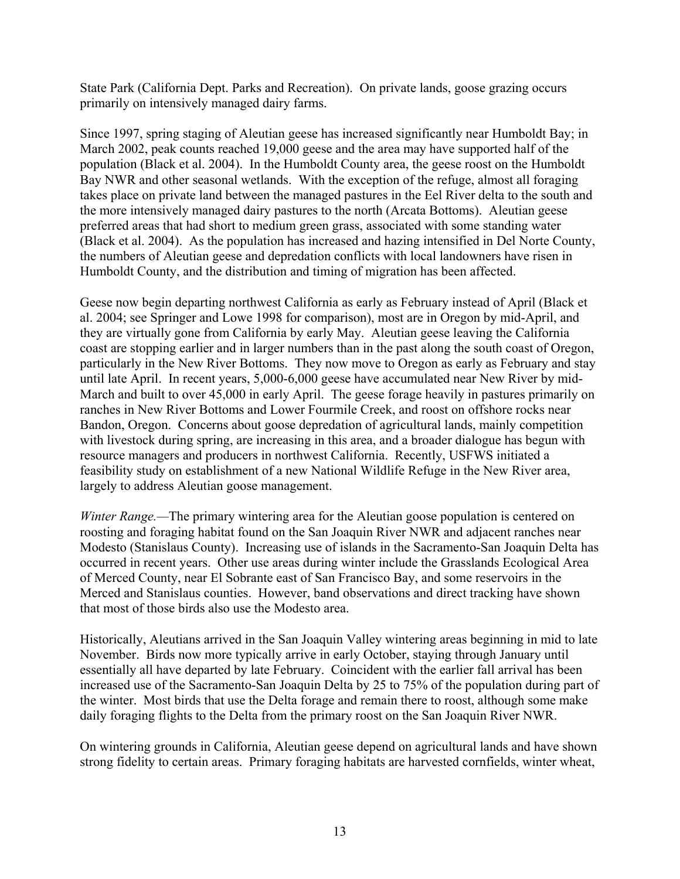State Park (California Dept. Parks and Recreation). On private lands, goose grazing occurs primarily on intensively managed dairy farms.

Since 1997, spring staging of Aleutian geese has increased significantly near Humboldt Bay; in March 2002, peak counts reached 19,000 geese and the area may have supported half of the population (Black et al. 2004). In the Humboldt County area, the geese roost on the Humboldt Bay NWR and other seasonal wetlands. With the exception of the refuge, almost all foraging takes place on private land between the managed pastures in the Eel River delta to the south and the more intensively managed dairy pastures to the north (Arcata Bottoms). Aleutian geese preferred areas that had short to medium green grass, associated with some standing water (Black et al. 2004). As the population has increased and hazing intensified in Del Norte County, the numbers of Aleutian geese and depredation conflicts with local landowners have risen in Humboldt County, and the distribution and timing of migration has been affected.

Geese now begin departing northwest California as early as February instead of April (Black et al. 2004; see Springer and Lowe 1998 for comparison), most are in Oregon by mid-April, and they are virtually gone from California by early May. Aleutian geese leaving the California coast are stopping earlier and in larger numbers than in the past along the south coast of Oregon, particularly in the New River Bottoms. They now move to Oregon as early as February and stay until late April. In recent years, 5,000-6,000 geese have accumulated near New River by mid-March and built to over 45,000 in early April. The geese forage heavily in pastures primarily on ranches in New River Bottoms and Lower Fourmile Creek, and roost on offshore rocks near Bandon, Oregon. Concerns about goose depredation of agricultural lands, mainly competition with livestock during spring, are increasing in this area, and a broader dialogue has begun with resource managers and producers in northwest California. Recently, USFWS initiated a feasibility study on establishment of a new National Wildlife Refuge in the New River area, largely to address Aleutian goose management.

*Winter Range.*—The primary wintering area for the Aleutian goose population is centered on roosting and foraging habitat found on the San Joaquin River NWR and adjacent ranches near Modesto (Stanislaus County). Increasing use of islands in the Sacramento-San Joaquin Delta has occurred in recent years. Other use areas during winter include the Grasslands Ecological Area of Merced County, near El Sobrante east of San Francisco Bay, and some reservoirs in the Merced and Stanislaus counties. However, band observations and direct tracking have shown that most of those birds also use the Modesto area.

Historically, Aleutians arrived in the San Joaquin Valley wintering areas beginning in mid to late November. Birds now more typically arrive in early October, staying through January until essentially all have departed by late February. Coincident with the earlier fall arrival has been increased use of the Sacramento-San Joaquin Delta by 25 to 75% of the population during part of the winter. Most birds that use the Delta forage and remain there to roost, although some make daily foraging flights to the Delta from the primary roost on the San Joaquin River NWR.

On wintering grounds in California, Aleutian geese depend on agricultural lands and have shown strong fidelity to certain areas. Primary foraging habitats are harvested cornfields, winter wheat,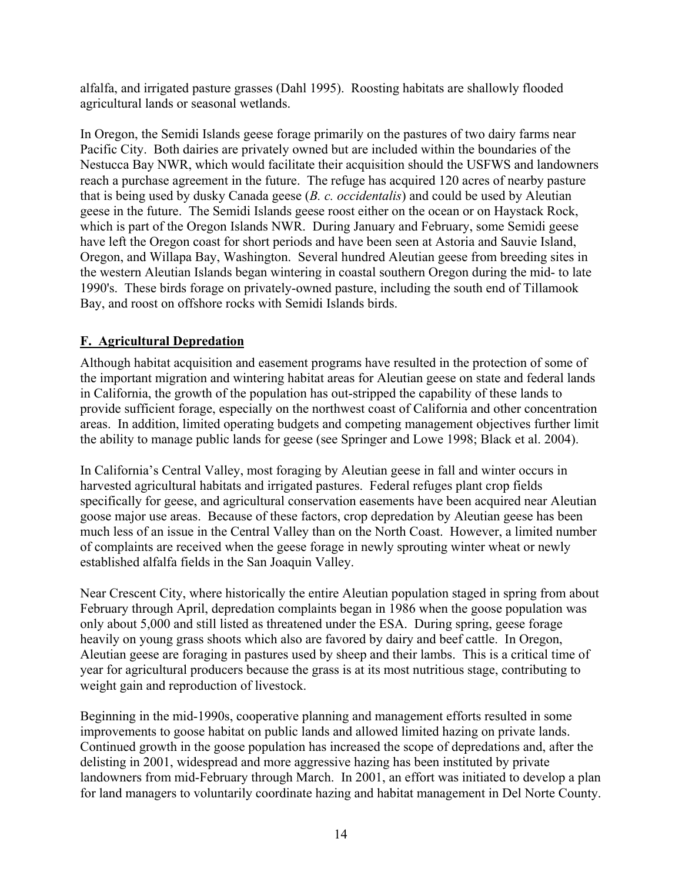alfalfa, and irrigated pasture grasses (Dahl 1995). Roosting habitats are shallowly flooded agricultural lands or seasonal wetlands.

In Oregon, the Semidi Islands geese forage primarily on the pastures of two dairy farms near Pacific City. Both dairies are privately owned but are included within the boundaries of the Nestucca Bay NWR, which would facilitate their acquisition should the USFWS and landowners reach a purchase agreement in the future. The refuge has acquired 120 acres of nearby pasture that is being used by dusky Canada geese (*B. c. occidentalis*) and could be used by Aleutian geese in the future. The Semidi Islands geese roost either on the ocean or on Haystack Rock, which is part of the Oregon Islands NWR. During January and February, some Semidi geese have left the Oregon coast for short periods and have been seen at Astoria and Sauvie Island, Oregon, and Willapa Bay, Washington. Several hundred Aleutian geese from breeding sites in the western Aleutian Islands began wintering in coastal southern Oregon during the mid- to late 1990's. These birds forage on privately-owned pasture, including the south end of Tillamook Bay, and roost on offshore rocks with Semidi Islands birds.

## F. Agricultural Depredation

Although habitat acquisition and easement programs have resulted in the protection of some of the important migration and wintering habitat areas for Aleutian geese on state and federal lands in California, the growth of the population has out-stripped the capability of these lands to provide sufficient forage, especially on the northwest coast of California and other concentration areas. In addition, limited operating budgets and competing management objectives further limit the ability to manage public lands for geese (see Springer and Lowe 1998; Black et al. 2004).

In California's Central Valley, most foraging by Aleutian geese in fall and winter occurs in harvested agricultural habitats and irrigated pastures. Federal refuges plant crop fields specifically for geese, and agricultural conservation easements have been acquired near Aleutian goose major use areas. Because of these factors, crop depredation by Aleutian geese has been much less of an issue in the Central Valley than on the North Coast. However, a limited number of complaints are received when the geese forage in newly sprouting winter wheat or newly established alfalfa fields in the San Joaquin Valley.

Near Crescent City, where historically the entire Aleutian population staged in spring from about February through April, depredation complaints began in 1986 when the goose population was only about 5,000 and still listed as threatened under the ESA. During spring, geese forage heavily on young grass shoots which also are favored by dairy and beef cattle. In Oregon, Aleutian geese are foraging in pastures used by sheep and their lambs. This is a critical time of year for agricultural producers because the grass is at its most nutritious stage, contributing to weight gain and reproduction of livestock.

Beginning in the mid-1990s, cooperative planning and management efforts resulted in some improvements to goose habitat on public lands and allowed limited hazing on private lands. Continued growth in the goose population has increased the scope of depredations and, after the delisting in 2001, widespread and more aggressive hazing has been instituted by private landowners from mid-February through March. In 2001, an effort was initiated to develop a plan for land managers to voluntarily coordinate hazing and habitat management in Del Norte County.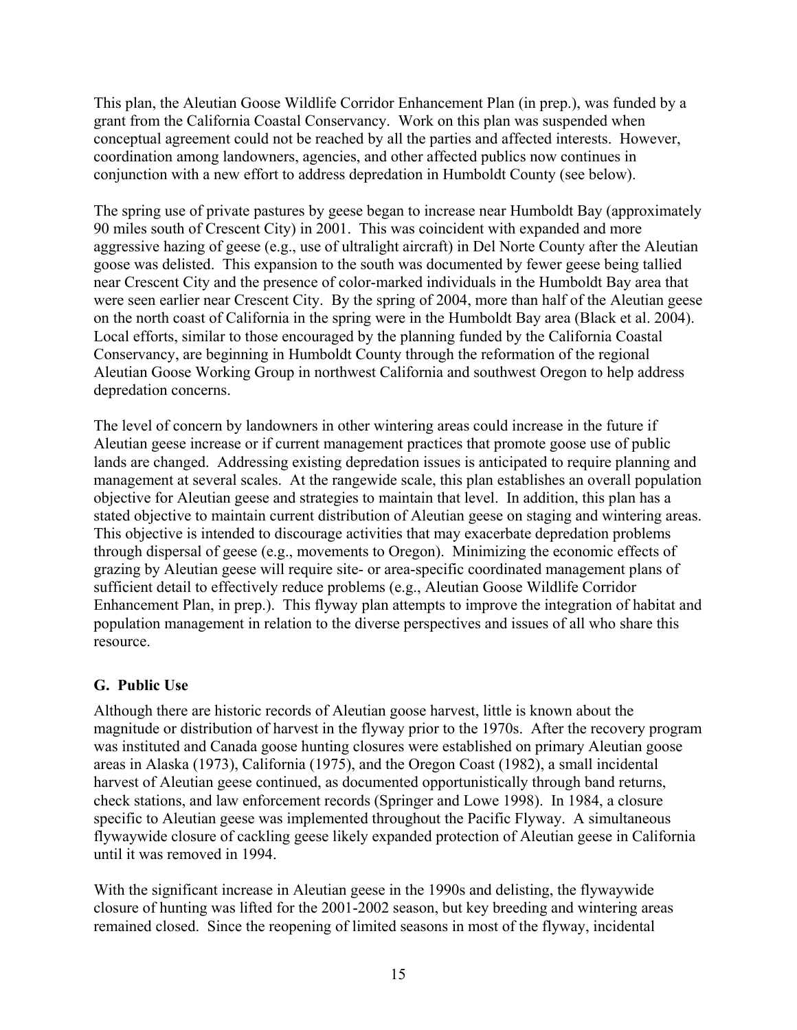This plan, the Aleutian Goose Wildlife Corridor Enhancement Plan (in prep.), was funded by a grant from the California Coastal Conservancy. Work on this plan was suspended when conceptual agreement could not be reached by all the parties and affected interests. However, coordination among landowners, agencies, and other affected publics now continues in conjunction with a new effort to address depredation in Humboldt County (see below).

The spring use of private pastures by geese began to increase near Humboldt Bay (approximately 90 miles south of Crescent City) in 2001. This was coincident with expanded and more aggressive hazing of geese (e.g., use of ultralight aircraft) in Del Norte County after the Aleutian goose was delisted. This expansion to the south was documented by fewer geese being tallied near Crescent City and the presence of color-marked individuals in the Humboldt Bay area that were seen earlier near Crescent City. By the spring of 2004, more than half of the Aleutian geese on the north coast of California in the spring were in the Humboldt Bay area (Black et al. 2004). Local efforts, similar to those encouraged by the planning funded by the California Coastal Conservancy, are beginning in Humboldt County through the reformation of the regional Aleutian Goose Working Group in northwest California and southwest Oregon to help address depredation concerns.

The level of concern by landowners in other wintering areas could increase in the future if Aleutian geese increase or if current management practices that promote goose use of public lands are changed. Addressing existing depredation issues is anticipated to require planning and management at several scales. At the rangewide scale, this plan establishes an overall population objective for Aleutian geese and strategies to maintain that level. In addition, this plan has a stated objective to maintain current distribution of Aleutian geese on staging and wintering areas. This objective is intended to discourage activities that may exacerbate depredation problems through dispersal of geese (e.g., movements to Oregon). Minimizing the economic effects of grazing by Aleutian geese will require site- or area-specific coordinated management plans of sufficient detail to effectively reduce problems (e.g., Aleutian Goose Wildlife Corridor Enhancement Plan, in prep.). This flyway plan attempts to improve the integration of habitat and population management in relation to the diverse perspectives and issues of all who share this resource.

## G. Public Use

Although there are historic records of Aleutian goose harvest, little is known about the magnitude or distribution of harvest in the flyway prior to the 1970s. After the recovery program was instituted and Canada goose hunting closures were established on primary Aleutian goose areas in Alaska (1973), California (1975), and the Oregon Coast (1982), a small incidental harvest of Aleutian geese continued, as documented opportunistically through band returns, check stations, and law enforcement records (Springer and Lowe 1998). In 1984, a closure specific to Aleutian geese was implemented throughout the Pacific Flyway. A simultaneous flywaywide closure of cackling geese likely expanded protection of Aleutian geese in California until it was removed in 1994.

With the significant increase in Aleutian geese in the 1990s and delisting, the flywaywide closure of hunting was lifted for the 2001-2002 season, but key breeding and wintering areas remained closed. Since the reopening of limited seasons in most of the flyway, incidental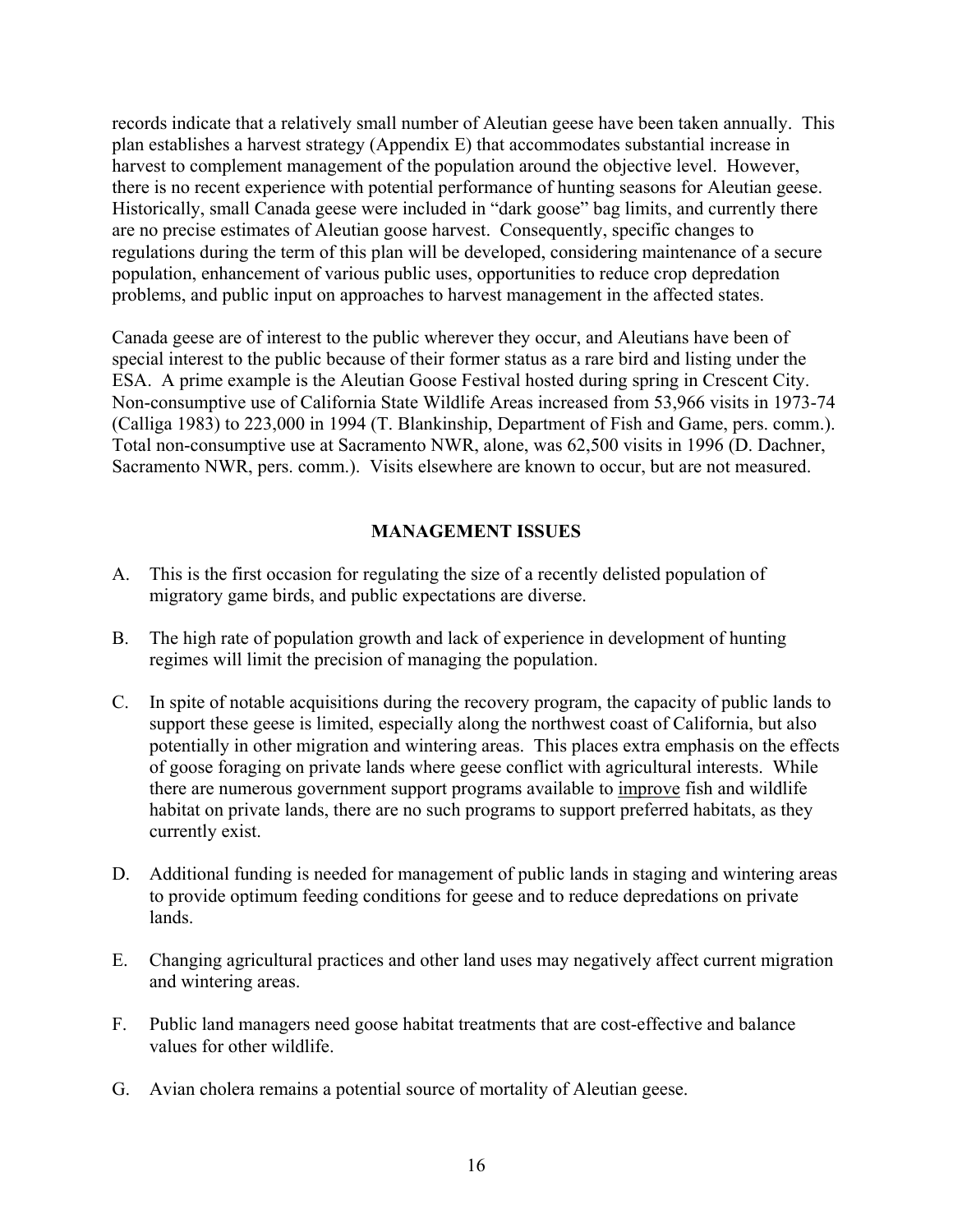records indicate that a relatively small number of Aleutian geese have been taken annually. This plan establishes a harvest strategy (Appendix E) that accommodates substantial increase in harvest to complement management of the population around the objective level. However, there is no recent experience with potential performance of hunting seasons for Aleutian geese. Historically, small Canada geese were included in "dark goose" bag limits, and currently there are no precise estimates of Aleutian goose harvest. Consequently, specific changes to regulations during the term of this plan will be developed, considering maintenance of a secure population, enhancement of various public uses, opportunities to reduce crop depredation problems, and public input on approaches to harvest management in the affected states.

Canada geese are of interest to the public wherever they occur, and Aleutians have been of special interest to the public because of their former status as a rare bird and listing under the ESA. A prime example is the Aleutian Goose Festival hosted during spring in Crescent City. Non-consumptive use of California State Wildlife Areas increased from 53,966 visits in 1973-74 (Calliga 1983) to 223,000 in 1994 (T. Blankinship, Department of Fish and Game, pers. comm.). Total non-consumptive use at Sacramento NWR, alone, was 62,500 visits in 1996 (D. Dachner, Sacramento NWR, pers. comm.). Visits elsewhere are known to occur, but are not measured.

## MANAGEMENT ISSUES

A. This is the first occasion for regulating the size of a recently delisted population of migratory game birds, and public expectations are diverse.

B. The high rate of population growth and lack of experience in development of hunting regimes will limit the precision of managing the population.

C. In spite of notable acquisitions during the recovery program, the capacity of public lands to support these geese is limited, especially along the northwest coast of California, but also potentially in other migration and wintering areas. This places extra emphasis on the effects of goose foraging on private lands where geese conflict with agricultural interests. While there are numerous government support programs available to <u>improve</u> fish and wildlife habitat on private lands, there are no such programs to support preferred habitats, as they currently exist.

D. Additional funding is needed for management of public lands in staging and wintering areas to provide optimum feeding conditions for geese and to reduce depredations on private lands.

E. Changing agricultural practices and other land uses may negatively affect current migration and wintering areas.

F. Public land managers need goose habitat treatments that are cost-effective and balance values for other wildlife.

G. Avian cholera remains a potential source of mortality of Aleutian geese.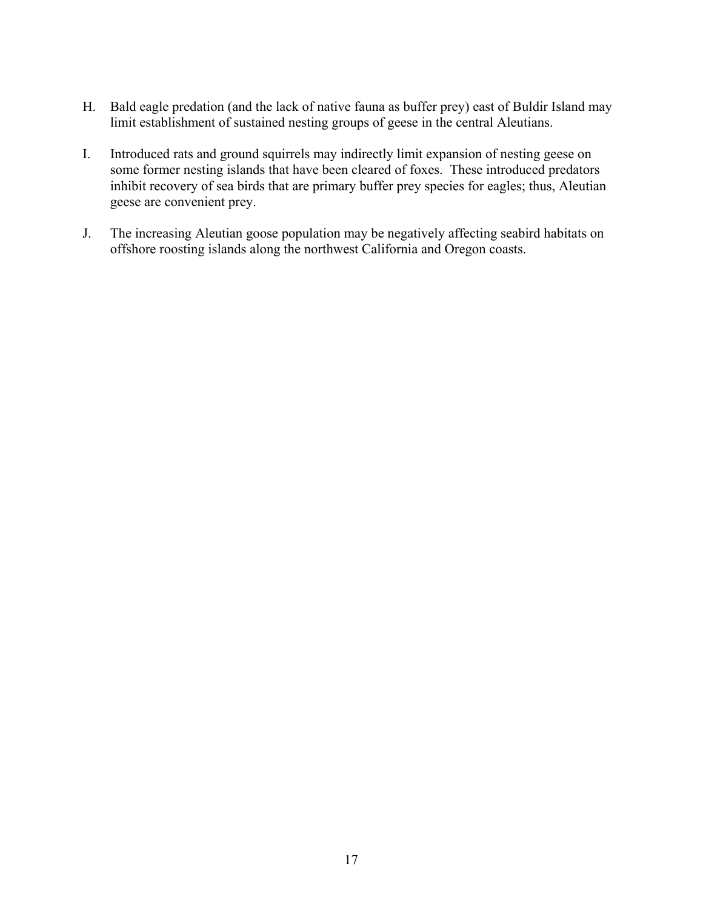H. Bald eagle predation (and the lack of native fauna as buffer prey) east of Buldir Island may limit establishment of sustained nesting groups of geese in the central Aleutians.

I. Introduced rats and ground squirrels may indirectly limit expansion of nesting geese on some former nesting islands that have been cleared of foxes. These introduced predators inhibit recovery of sea birds that are primary buffer prey species for eagles; thus, Aleutian geese are convenient prey.

J. The increasing Aleutian goose population may be negatively affecting seabird habitats on offshore roosting islands along the northwest California and Oregon coasts.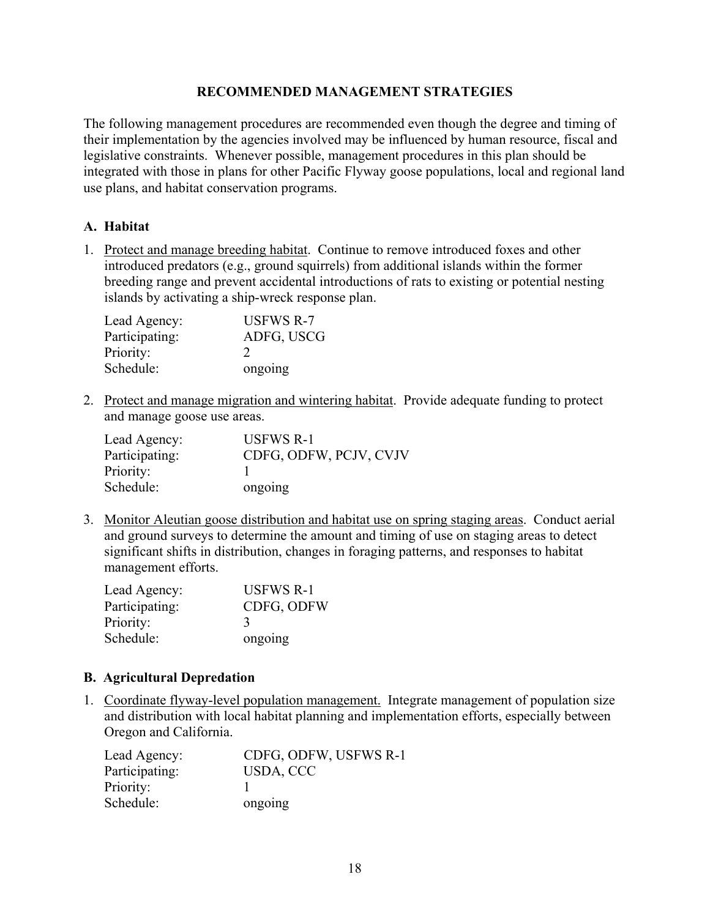## RECOMMENDED MANAGEMENT STRATEGIES

The following management procedures are recommended even though the degree and timing of their implementation by the agencies involved may be influenced by human resource, fiscal and legislative constraints. Whenever possible, management procedures in this plan should be integrated with those in plans for other Pacific Flyway goose populations, local and regional land use plans, and habitat conservation programs.

### A. Habitat

1. Protect and manage breeding habitat. Continue to remove introduced foxes and other introduced predators (e.g., ground squirrels) from additional islands within the former breeding range and prevent accidental introductions of rats to existing or potential nesting islands by activating a ship-wreck response plan.

   Lead Agency: USFWS R-7
   Participating: ADFG, USCG
   Priority: 2
   Schedule: ongoing

2. Protect and manage migration and wintering habitat. Provide adequate funding to protect and manage goose use areas.

   Lead Agency: USFWS R-1
   Participating: CDFG, ODFW, PCJV, CVJV
   Priority: 1
   Schedule: ongoing

3. Monitor Aleutian goose distribution and habitat use on spring staging areas. Conduct aerial and ground surveys to determine the amount and timing of use on staging areas to detect significant shifts in distribution, changes in foraging patterns, and responses to habitat management efforts.

   Lead Agency: USFWS R-1
   Participating: CDFG, ODFW
   Priority: 3
   Schedule: ongoing

### B. Agricultural Depredation

1. Coordinate flyway-level population management. Integrate management of population size and distribution with local habitat planning and implementation efforts, especially between Oregon and California.

   Lead Agency: CDFG, ODFW, USFWS R-1
   Participating: USDA, CCC
   Priority: 1
   Schedule: ongoing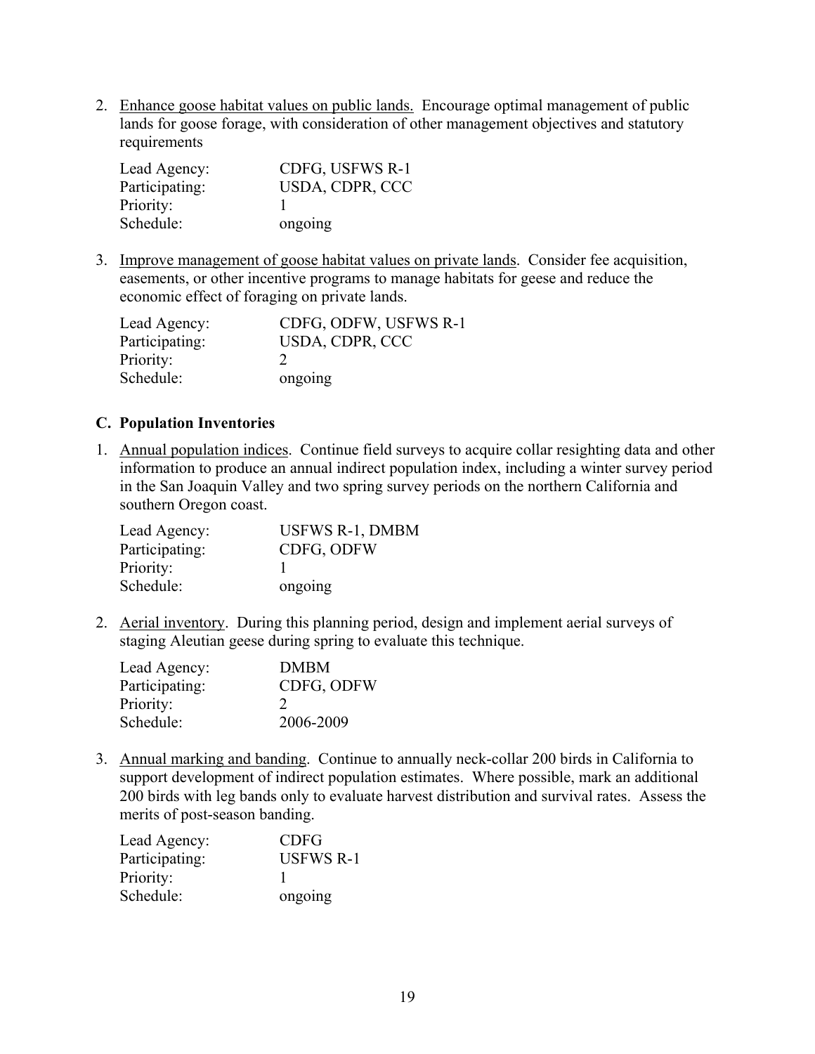2. <u>Enhance goose habitat values on public lands.</u> Encourage optimal management of public lands for goose forage, with consideration of other management objectives and statutory requirements

   | | |
   |---|---|
   | Lead Agency: | CDFG, USFWS R-1 |
   | Participating: | USDA, CDPR, CCC |
   | Priority: | 1 |
   | Schedule: | ongoing |

3. <u>Improve management of goose habitat values on private lands</u>. Consider fee acquisition, easements, or other incentive programs to manage habitats for geese and reduce the economic effect of foraging on private lands.

   | | |
   |---|---|
   | Lead Agency: | CDFG, ODFW, USFWS R-1 |
   | Participating: | USDA, CDPR, CCC |
   | Priority: | 2 |
   | Schedule: | ongoing |

### C. Population Inventories

1. <u>Annual population indices</u>. Continue field surveys to acquire collar resighting data and other information to produce an annual indirect population index, including a winter survey period in the San Joaquin Valley and two spring survey periods on the northern California and southern Oregon coast.

   | | |
   |---|---|
   | Lead Agency: | USFWS R-1, DMBM |
   | Participating: | CDFG, ODFW |
   | Priority: | 1 |
   | Schedule: | ongoing |

2. <u>Aerial inventory</u>. During this planning period, design and implement aerial surveys of staging Aleutian geese during spring to evaluate this technique.

   | | |
   |---|---|
   | Lead Agency: | DMBM |
   | Participating: | CDFG, ODFW |
   | Priority: | 2 |
   | Schedule: | 2006-2009 |

3. <u>Annual marking and banding</u>. Continue to annually neck-collar 200 birds in California to support development of indirect population estimates. Where possible, mark an additional 200 birds with leg bands only to evaluate harvest distribution and survival rates. Assess the merits of post-season banding.

   | | |
   |---|---|
   | Lead Agency: | CDFG |
   | Participating: | USFWS R-1 |
   | Priority: | 1 |
   | Schedule: | ongoing |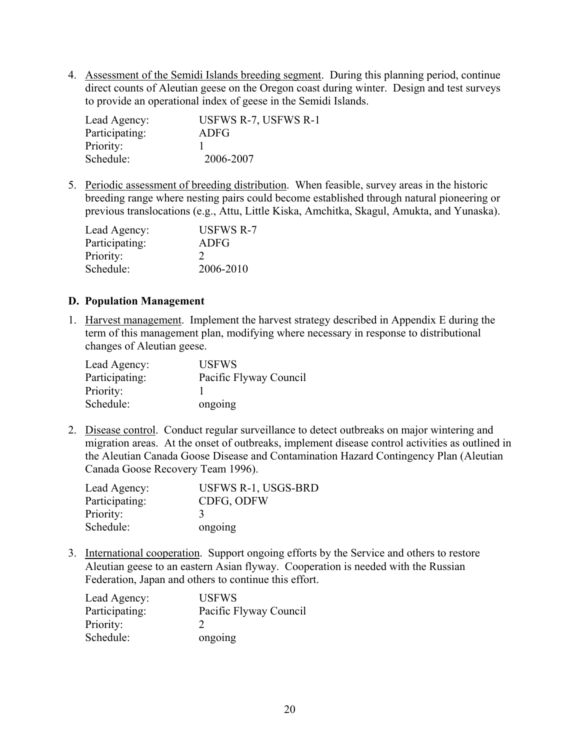4. Assessment of the Semidi Islands breeding segment. During this planning period, continue direct counts of Aleutian geese on the Oregon coast during winter. Design and test surveys to provide an operational index of geese in the Semidi Islands.

   Lead Agency: USFWS R-7, USFWS R-1
   Participating: ADFG
   Priority: 1
   Schedule: 2006-2007

5. Periodic assessment of breeding distribution. When feasible, survey areas in the historic breeding range where nesting pairs could become established through natural pioneering or previous translocations (e.g., Attu, Little Kiska, Amchitka, Skagul, Amukta, and Yunaska).

   Lead Agency: USFWS R-7
   Participating: ADFG
   Priority: 2
   Schedule: 2006-2010

## D. Population Management

1. Harvest management. Implement the harvest strategy described in Appendix E during the term of this management plan, modifying where necessary in response to distributional changes of Aleutian geese.

   Lead Agency: USFWS
   Participating: Pacific Flyway Council
   Priority: 1
   Schedule: ongoing

2. Disease control. Conduct regular surveillance to detect outbreaks on major wintering and migration areas. At the onset of outbreaks, implement disease control activities as outlined in the Aleutian Canada Goose Disease and Contamination Hazard Contingency Plan (Aleutian Canada Goose Recovery Team 1996).

   Lead Agency: USFWS R-1, USGS-BRD
   Participating: CDFG, ODFW
   Priority: 3
   Schedule: ongoing

3. International cooperation. Support ongoing efforts by the Service and others to restore Aleutian geese to an eastern Asian flyway. Cooperation is needed with the Russian Federation, Japan and others to continue this effort.

   Lead Agency: USFWS
   Participating: Pacific Flyway Council
   Priority: 2
   Schedule: ongoing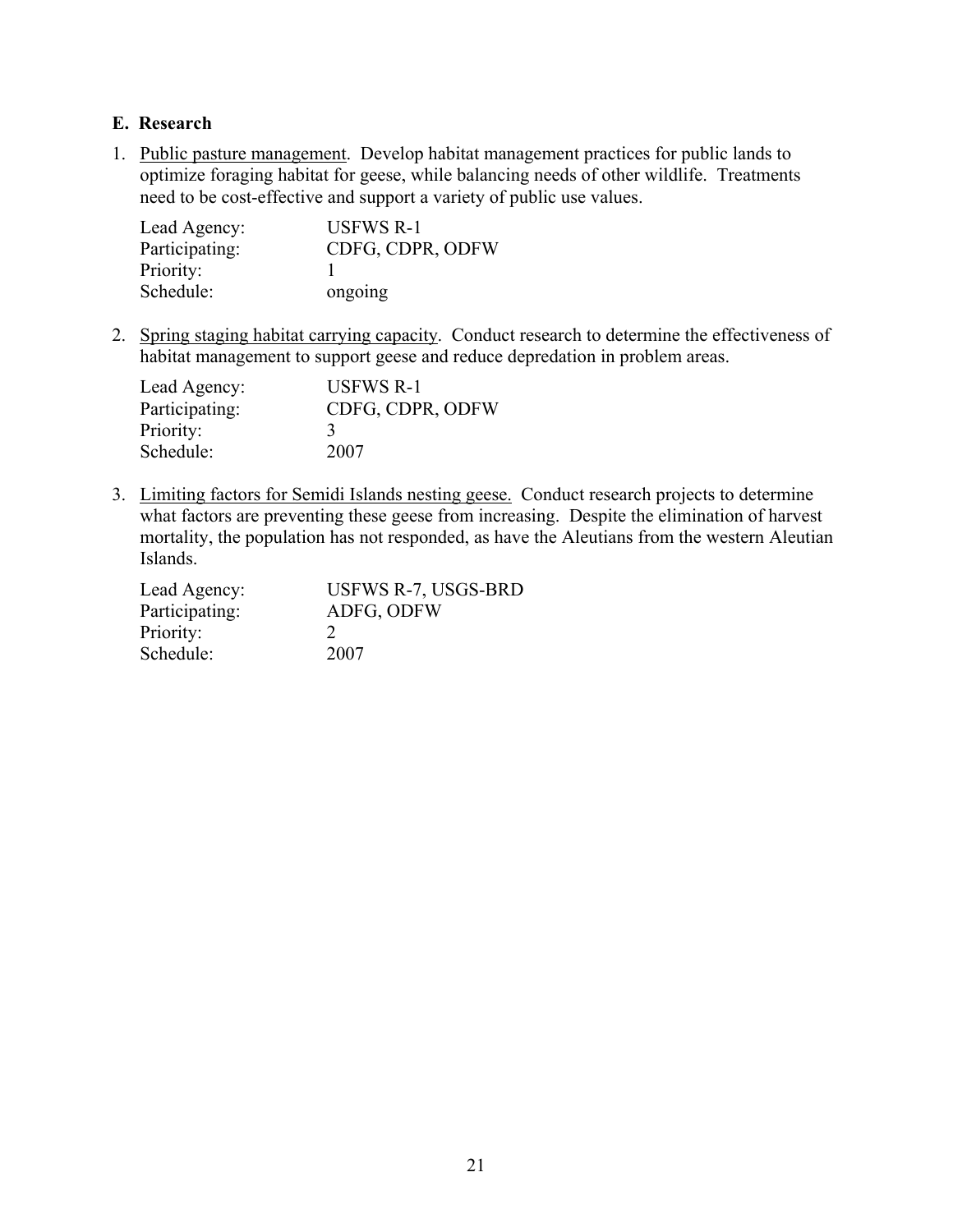### E. Research

1. Public pasture management. Develop habitat management practices for public lands to optimize foraging habitat for geese, while balancing needs of other wildlife. Treatments need to be cost-effective and support a variety of public use values.

   Lead Agency: USFWS R-1
   Participating: CDFG, CDPR, ODFW
   Priority: 1
   Schedule: ongoing

2. Spring staging habitat carrying capacity. Conduct research to determine the effectiveness of habitat management to support geese and reduce depredation in problem areas.

   Lead Agency: USFWS R-1
   Participating: CDFG, CDPR, ODFW
   Priority: 3
   Schedule: 2007

3. Limiting factors for Semidi Islands nesting geese. Conduct research projects to determine what factors are preventing these geese from increasing. Despite the elimination of harvest mortality, the population has not responded, as have the Aleutians from the western Aleutian Islands.

   Lead Agency: USFWS R-7, USGS-BRD
   Participating: ADFG, ODFW
   Priority: 2
   Schedule: 2007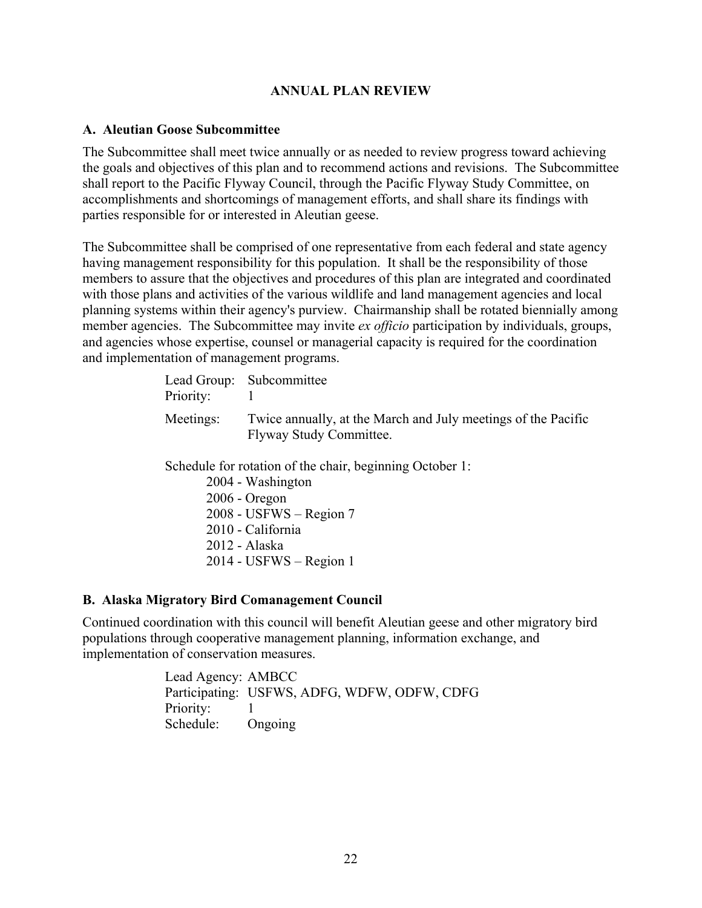## ANNUAL PLAN REVIEW

### A. Aleutian Goose Subcommittee

The Subcommittee shall meet twice annually or as needed to review progress toward achieving the goals and objectives of this plan and to recommend actions and revisions. The Subcommittee shall report to the Pacific Flyway Council, through the Pacific Flyway Study Committee, on accomplishments and shortcomings of management efforts, and shall share its findings with parties responsible for or interested in Aleutian geese.

The Subcommittee shall be comprised of one representative from each federal and state agency having management responsibility for this population. It shall be the responsibility of those members to assure that the objectives and procedures of this plan are integrated and coordinated with those plans and activities of the various wildlife and land management agencies and local planning systems within their agency's purview. Chairmanship shall be rotated biennially among member agencies. The Subcommittee may invite *ex officio* participation by individuals, groups, and agencies whose expertise, counsel or managerial capacity is required for the coordination and implementation of management programs.

Lead Group: Subcommittee
Priority: 1

Meetings: Twice annually, at the March and July meetings of the Pacific Flyway Study Committee.

Schedule for rotation of the chair, beginning October 1:

- 2004 - Washington
- 2006 - Oregon
- 2008 - USFWS – Region 7
- 2010 - California
- 2012 - Alaska
- 2014 - USFWS – Region 1

### B. Alaska Migratory Bird Comanagement Council

Continued coordination with this council will benefit Aleutian geese and other migratory bird populations through cooperative management planning, information exchange, and implementation of conservation measures.

Lead Agency: AMBCC
Participating: USFWS, ADFG, WDFW, ODFW, CDFG
Priority: 1
Schedule: Ongoing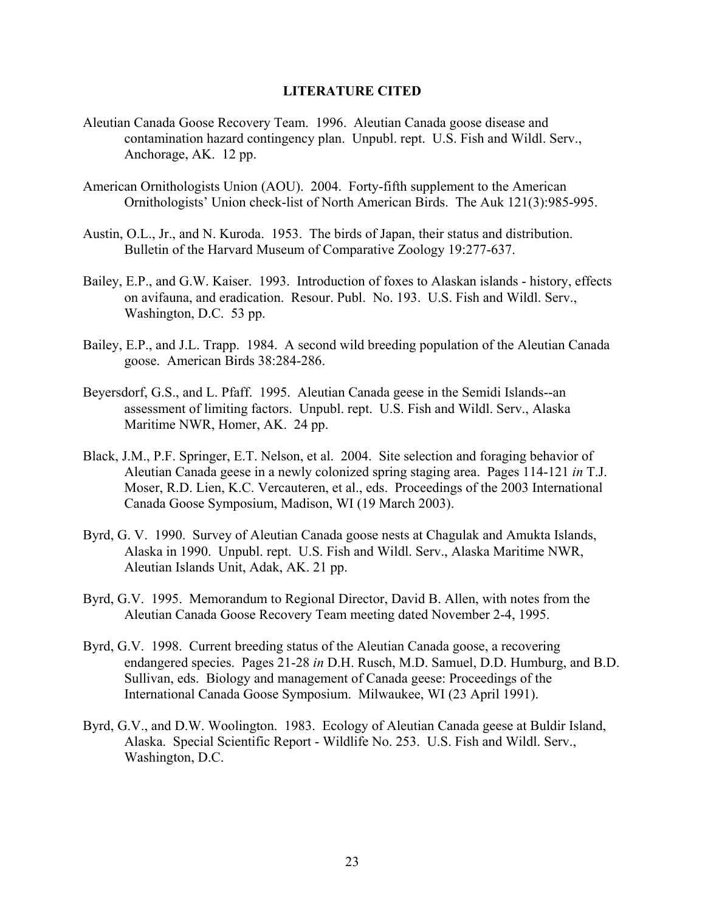## LITERATURE CITED

Aleutian Canada Goose Recovery Team. 1996. Aleutian Canada goose disease and contamination hazard contingency plan. Unpubl. rept. U.S. Fish and Wildl. Serv., Anchorage, AK. 12 pp.

American Ornithologists Union (AOU). 2004. Forty-fifth supplement to the American Ornithologists' Union check-list of North American Birds. The Auk 121(3):985-995.

Austin, O.L., Jr., and N. Kuroda. 1953. The birds of Japan, their status and distribution. Bulletin of the Harvard Museum of Comparative Zoology 19:277-637.

Bailey, E.P., and G.W. Kaiser. 1993. Introduction of foxes to Alaskan islands - history, effects on avifauna, and eradication. Resour. Publ. No. 193. U.S. Fish and Wildl. Serv., Washington, D.C. 53 pp.

Bailey, E.P., and J.L. Trapp. 1984. A second wild breeding population of the Aleutian Canada goose. American Birds 38:284-286.

Beyersdorf, G.S., and L. Pfaff. 1995. Aleutian Canada geese in the Semidi Islands--an assessment of limiting factors. Unpubl. rept. U.S. Fish and Wildl. Serv., Alaska Maritime NWR, Homer, AK. 24 pp.

Black, J.M., P.F. Springer, E.T. Nelson, et al. 2004. Site selection and foraging behavior of Aleutian Canada geese in a newly colonized spring staging area. Pages 114-121 *in* T.J. Moser, R.D. Lien, K.C. Vercauteren, et al., eds. Proceedings of the 2003 International Canada Goose Symposium, Madison, WI (19 March 2003).

Byrd, G. V. 1990. Survey of Aleutian Canada goose nests at Chagulak and Amukta Islands, Alaska in 1990. Unpubl. rept. U.S. Fish and Wildl. Serv., Alaska Maritime NWR, Aleutian Islands Unit, Adak, AK. 21 pp.

Byrd, G.V. 1995. Memorandum to Regional Director, David B. Allen, with notes from the Aleutian Canada Goose Recovery Team meeting dated November 2-4, 1995.

Byrd, G.V. 1998. Current breeding status of the Aleutian Canada goose, a recovering endangered species. Pages 21-28 *in* D.H. Rusch, M.D. Samuel, D.D. Humburg, and B.D. Sullivan, eds. Biology and management of Canada geese: Proceedings of the International Canada Goose Symposium. Milwaukee, WI (23 April 1991).

Byrd, G.V., and D.W. Woolington. 1983. Ecology of Aleutian Canada geese at Buldir Island, Alaska. Special Scientific Report - Wildlife No. 253. U.S. Fish and Wildl. Serv., Washington, D.C.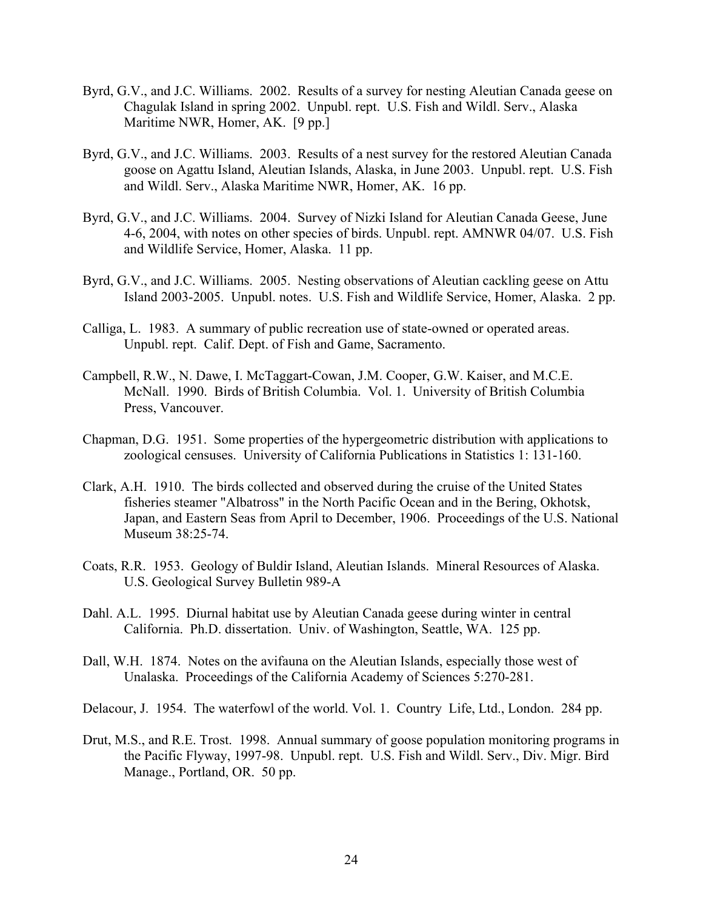Byrd, G.V., and J.C. Williams. 2002. Results of a survey for nesting Aleutian Canada geese on Chagulak Island in spring 2002. Unpubl. rept. U.S. Fish and Wildl. Serv., Alaska Maritime NWR, Homer, AK. [9 pp.]

Byrd, G.V., and J.C. Williams. 2003. Results of a nest survey for the restored Aleutian Canada goose on Agattu Island, Aleutian Islands, Alaska, in June 2003. Unpubl. rept. U.S. Fish and Wildl. Serv., Alaska Maritime NWR, Homer, AK. 16 pp.

Byrd, G.V., and J.C. Williams. 2004. Survey of Nizki Island for Aleutian Canada Geese, June 4-6, 2004, with notes on other species of birds. Unpubl. rept. AMNWR 04/07. U.S. Fish and Wildlife Service, Homer, Alaska. 11 pp.

Byrd, G.V., and J.C. Williams. 2005. Nesting observations of Aleutian cackling geese on Attu Island 2003-2005. Unpubl. notes. U.S. Fish and Wildlife Service, Homer, Alaska. 2 pp.

Calliga, L. 1983. A summary of public recreation use of state-owned or operated areas. Unpubl. rept. Calif. Dept. of Fish and Game, Sacramento.

Campbell, R.W., N. Dawe, I. McTaggart-Cowan, J.M. Cooper, G.W. Kaiser, and M.C.E. McNall. 1990. Birds of British Columbia. Vol. 1. University of British Columbia Press, Vancouver.

Chapman, D.G. 1951. Some properties of the hypergeometric distribution with applications to zoological censuses. University of California Publications in Statistics 1: 131-160.

Clark, A.H. 1910. The birds collected and observed during the cruise of the United States fisheries steamer "Albatross" in the North Pacific Ocean and in the Bering, Okhotsk, Japan, and Eastern Seas from April to December, 1906. Proceedings of the U.S. National Museum 38:25-74.

Coats, R.R. 1953. Geology of Buldir Island, Aleutian Islands. Mineral Resources of Alaska. U.S. Geological Survey Bulletin 989-A

Dahl. A.L. 1995. Diurnal habitat use by Aleutian Canada geese during winter in central California. Ph.D. dissertation. Univ. of Washington, Seattle, WA. 125 pp.

Dall, W.H. 1874. Notes on the avifauna on the Aleutian Islands, especially those west of Unalaska. Proceedings of the California Academy of Sciences 5:270-281.

Delacour, J. 1954. The waterfowl of the world. Vol. 1. Country Life, Ltd., London. 284 pp.

Drut, M.S., and R.E. Trost. 1998. Annual summary of goose population monitoring programs in the Pacific Flyway, 1997-98. Unpubl. rept. U.S. Fish and Wildl. Serv., Div. Migr. Bird Manage., Portland, OR. 50 pp.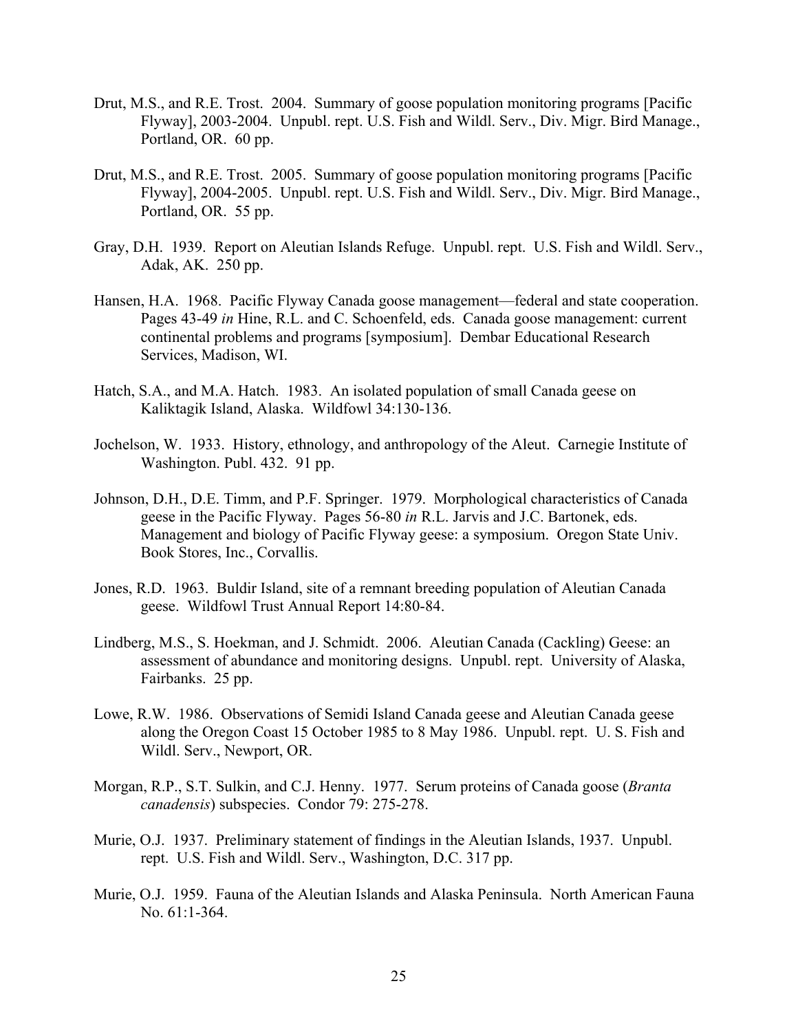Drut, M.S., and R.E. Trost. 2004. Summary of goose population monitoring programs [Pacific Flyway], 2003-2004. Unpubl. rept. U.S. Fish and Wildl. Serv., Div. Migr. Bird Manage., Portland, OR. 60 pp.

Drut, M.S., and R.E. Trost. 2005. Summary of goose population monitoring programs [Pacific Flyway], 2004-2005. Unpubl. rept. U.S. Fish and Wildl. Serv., Div. Migr. Bird Manage., Portland, OR. 55 pp.

Gray, D.H. 1939. Report on Aleutian Islands Refuge. Unpubl. rept. U.S. Fish and Wildl. Serv., Adak, AK. 250 pp.

Hansen, H.A. 1968. Pacific Flyway Canada goose management—federal and state cooperation. Pages 43-49 *in* Hine, R.L. and C. Schoenfeld, eds. Canada goose management: current continental problems and programs [symposium]. Dembar Educational Research Services, Madison, WI.

Hatch, S.A., and M.A. Hatch. 1983. An isolated population of small Canada geese on Kaliktagik Island, Alaska. Wildfowl 34:130-136.

Jochelson, W. 1933. History, ethnology, and anthropology of the Aleut. Carnegie Institute of Washington. Publ. 432. 91 pp.

Johnson, D.H., D.E. Timm, and P.F. Springer. 1979. Morphological characteristics of Canada geese in the Pacific Flyway. Pages 56-80 *in* R.L. Jarvis and J.C. Bartonek, eds. Management and biology of Pacific Flyway geese: a symposium. Oregon State Univ. Book Stores, Inc., Corvallis.

Jones, R.D. 1963. Buldir Island, site of a remnant breeding population of Aleutian Canada geese. Wildfowl Trust Annual Report 14:80-84.

Lindberg, M.S., S. Hoekman, and J. Schmidt. 2006. Aleutian Canada (Cackling) Geese: an assessment of abundance and monitoring designs. Unpubl. rept. University of Alaska, Fairbanks. 25 pp.

Lowe, R.W. 1986. Observations of Semidi Island Canada geese and Aleutian Canada geese along the Oregon Coast 15 October 1985 to 8 May 1986. Unpubl. rept. U. S. Fish and Wildl. Serv., Newport, OR.

Morgan, R.P., S.T. Sulkin, and C.J. Henny. 1977. Serum proteins of Canada goose (*Branta canadensis*) subspecies. Condor 79: 275-278.

Murie, O.J. 1937. Preliminary statement of findings in the Aleutian Islands, 1937. Unpubl. rept. U.S. Fish and Wildl. Serv., Washington, D.C. 317 pp.

Murie, O.J. 1959. Fauna of the Aleutian Islands and Alaska Peninsula. North American Fauna No. 61:1-364.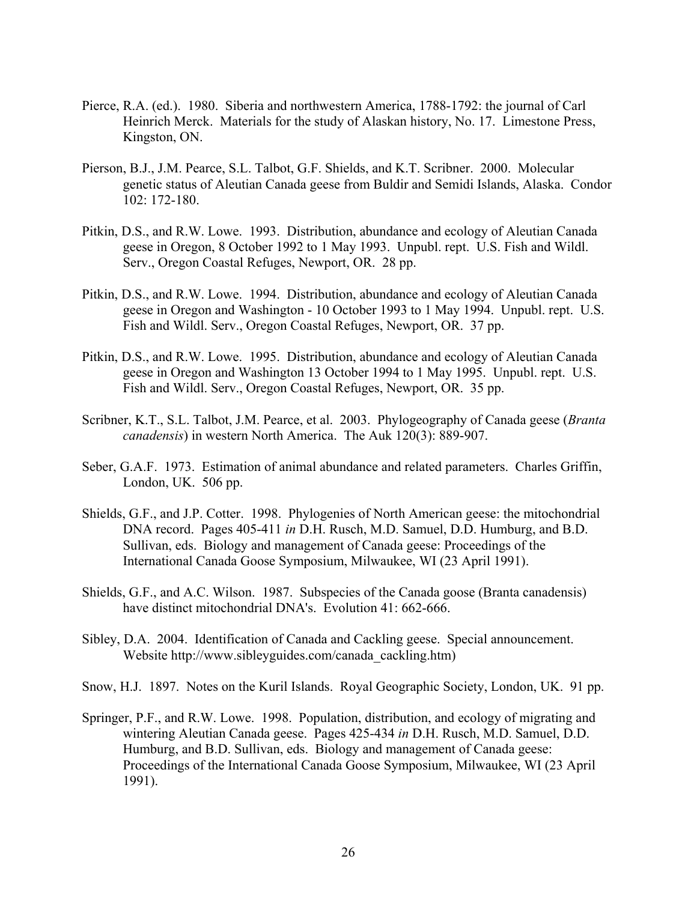Pierce, R.A. (ed.). 1980. Siberia and northwestern America, 1788-1792: the journal of Carl Heinrich Merck. Materials for the study of Alaskan history, No. 17. Limestone Press, Kingston, ON.

Pierson, B.J., J.M. Pearce, S.L. Talbot, G.F. Shields, and K.T. Scribner. 2000. Molecular genetic status of Aleutian Canada geese from Buldir and Semidi Islands, Alaska. Condor 102: 172-180.

Pitkin, D.S., and R.W. Lowe. 1993. Distribution, abundance and ecology of Aleutian Canada geese in Oregon, 8 October 1992 to 1 May 1993. Unpubl. rept. U.S. Fish and Wildl. Serv., Oregon Coastal Refuges, Newport, OR. 28 pp.

Pitkin, D.S., and R.W. Lowe. 1994. Distribution, abundance and ecology of Aleutian Canada geese in Oregon and Washington - 10 October 1993 to 1 May 1994. Unpubl. rept. U.S. Fish and Wildl. Serv., Oregon Coastal Refuges, Newport, OR. 37 pp.

Pitkin, D.S., and R.W. Lowe. 1995. Distribution, abundance and ecology of Aleutian Canada geese in Oregon and Washington 13 October 1994 to 1 May 1995. Unpubl. rept. U.S. Fish and Wildl. Serv., Oregon Coastal Refuges, Newport, OR. 35 pp.

Scribner, K.T., S.L. Talbot, J.M. Pearce, et al. 2003. Phylogeography of Canada geese (*Branta canadensis*) in western North America. The Auk 120(3): 889-907.

Seber, G.A.F. 1973. Estimation of animal abundance and related parameters. Charles Griffin, London, UK. 506 pp.

Shields, G.F., and J.P. Cotter. 1998. Phylogenies of North American geese: the mitochondrial DNA record. Pages 405-411 *in* D.H. Rusch, M.D. Samuel, D.D. Humburg, and B.D. Sullivan, eds. Biology and management of Canada geese: Proceedings of the International Canada Goose Symposium, Milwaukee, WI (23 April 1991).

Shields, G.F., and A.C. Wilson. 1987. Subspecies of the Canada goose (Branta canadensis) have distinct mitochondrial DNA's. Evolution 41: 662-666.

Sibley, D.A. 2004. Identification of Canada and Cackling geese. Special announcement. Website http://www.sibleyguides.com/canada_cackling.htm)

Snow, H.J. 1897. Notes on the Kuril Islands. Royal Geographic Society, London, UK. 91 pp.

Springer, P.F., and R.W. Lowe. 1998. Population, distribution, and ecology of migrating and wintering Aleutian Canada geese. Pages 425-434 *in* D.H. Rusch, M.D. Samuel, D.D. Humburg, and B.D. Sullivan, eds. Biology and management of Canada geese: Proceedings of the International Canada Goose Symposium, Milwaukee, WI (23 April 1991).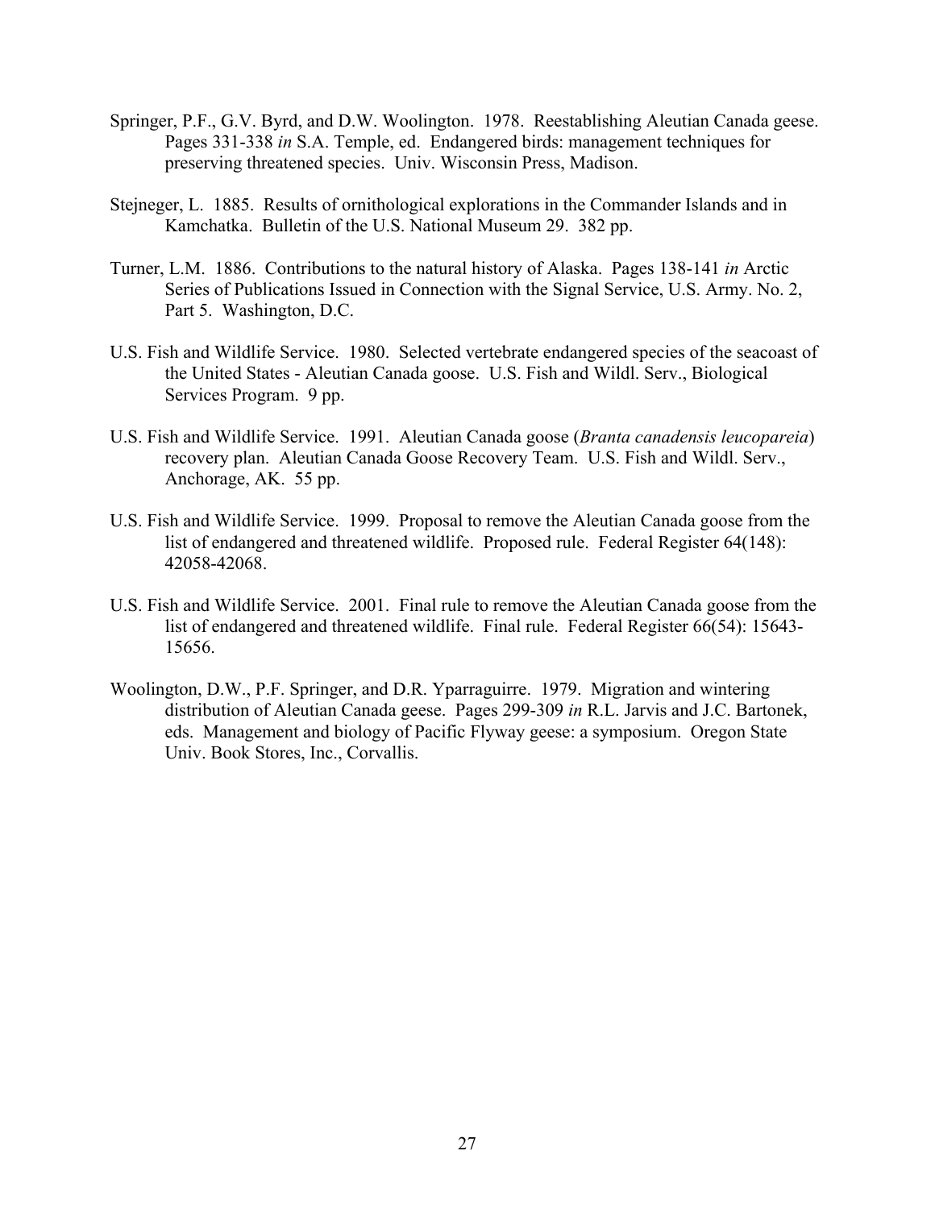Springer, P.F., G.V. Byrd, and D.W. Woolington. 1978. Reestablishing Aleutian Canada geese. Pages 331-338 *in* S.A. Temple, ed. Endangered birds: management techniques for preserving threatened species. Univ. Wisconsin Press, Madison.

Stejneger, L. 1885. Results of ornithological explorations in the Commander Islands and in Kamchatka. Bulletin of the U.S. National Museum 29. 382 pp.

Turner, L.M. 1886. Contributions to the natural history of Alaska. Pages 138-141 *in* Arctic Series of Publications Issued in Connection with the Signal Service, U.S. Army. No. 2, Part 5. Washington, D.C.

U.S. Fish and Wildlife Service. 1980. Selected vertebrate endangered species of the seacoast of the United States - Aleutian Canada goose. U.S. Fish and Wildl. Serv., Biological Services Program. 9 pp.

U.S. Fish and Wildlife Service. 1991. Aleutian Canada goose (*Branta canadensis leucopareia*) recovery plan. Aleutian Canada Goose Recovery Team. U.S. Fish and Wildl. Serv., Anchorage, AK. 55 pp.

U.S. Fish and Wildlife Service. 1999. Proposal to remove the Aleutian Canada goose from the list of endangered and threatened wildlife. Proposed rule. Federal Register 64(148): 42058-42068.

U.S. Fish and Wildlife Service. 2001. Final rule to remove the Aleutian Canada goose from the list of endangered and threatened wildlife. Final rule. Federal Register 66(54): 15643-15656.

Woolington, D.W., P.F. Springer, and D.R. Yparraguirre. 1979. Migration and wintering distribution of Aleutian Canada geese. Pages 299-309 *in* R.L. Jarvis and J.C. Bartonek, eds. Management and biology of Pacific Flyway geese: a symposium. Oregon State Univ. Book Stores, Inc., Corvallis.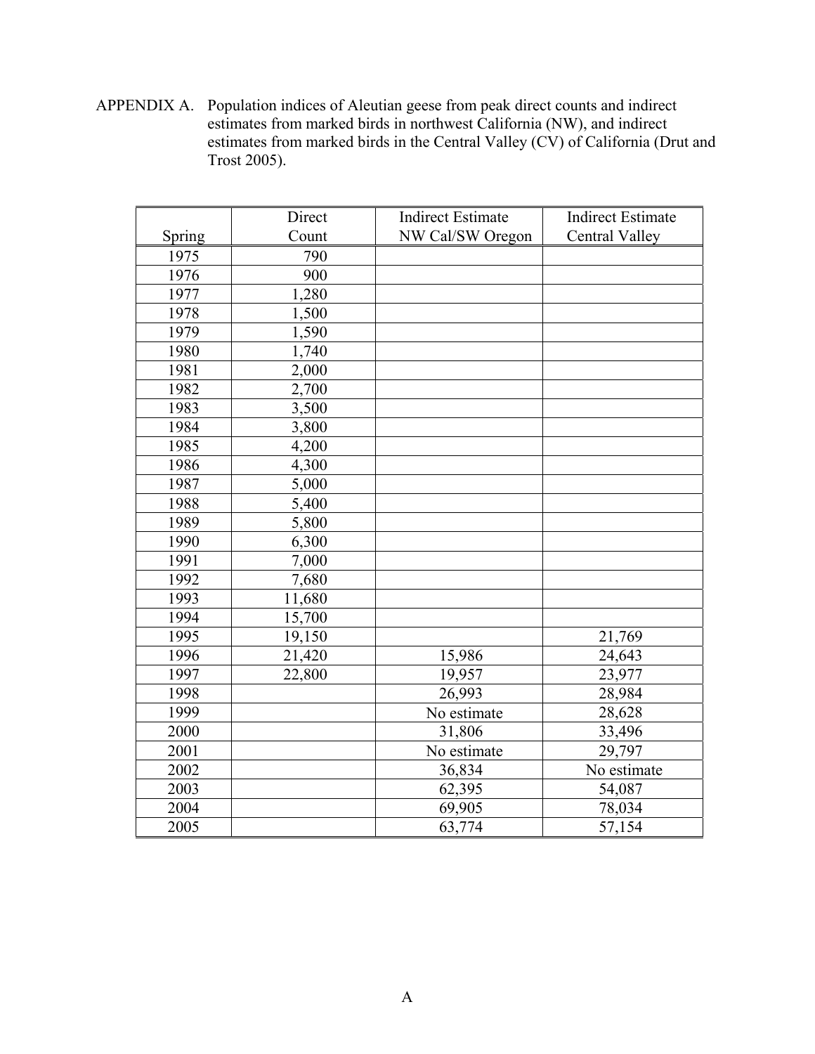APPENDIX A. Population indices of Aleutian geese from peak direct counts and indirect estimates from marked birds in northwest California (NW), and indirect estimates from marked birds in the Central Valley (CV) of California (Drut and Trost 2005).

| Spring | Direct Count | Indirect Estimate NW Cal/SW Oregon | Indirect Estimate Central Valley |
|---|---|---|---|
| 1975 | 790 | | |
| 1976 | 900 | | |
| 1977 | 1,280 | | |
| 1978 | 1,500 | | |
| 1979 | 1,590 | | |
| 1980 | 1,740 | | |
| 1981 | 2,000 | | |
| 1982 | 2,700 | | |
| 1983 | 3,500 | | |
| 1984 | 3,800 | | |
| 1985 | 4,200 | | |
| 1986 | 4,300 | | |
| 1987 | 5,000 | | |
| 1988 | 5,400 | | |
| 1989 | 5,800 | | |
| 1990 | 6,300 | | |
| 1991 | 7,000 | | |
| 1992 | 7,680 | | |
| 1993 | 11,680 | | |
| 1994 | 15,700 | | |
| 1995 | 19,150 | | 21,769 |
| 1996 | 21,420 | 15,986 | 24,643 |
| 1997 | 22,800 | 19,957 | 23,977 |
| 1998 | | 26,993 | 28,984 |
| 1999 | | No estimate | 28,628 |
| 2000 | | 31,806 | 33,496 |
| 2001 | | No estimate | 29,797 |
| 2002 | | 36,834 | No estimate |
| 2003 | | 62,395 | 54,087 |
| 2004 | | 69,905 | 78,034 |
| 2005 | | 63,774 | 57,154 |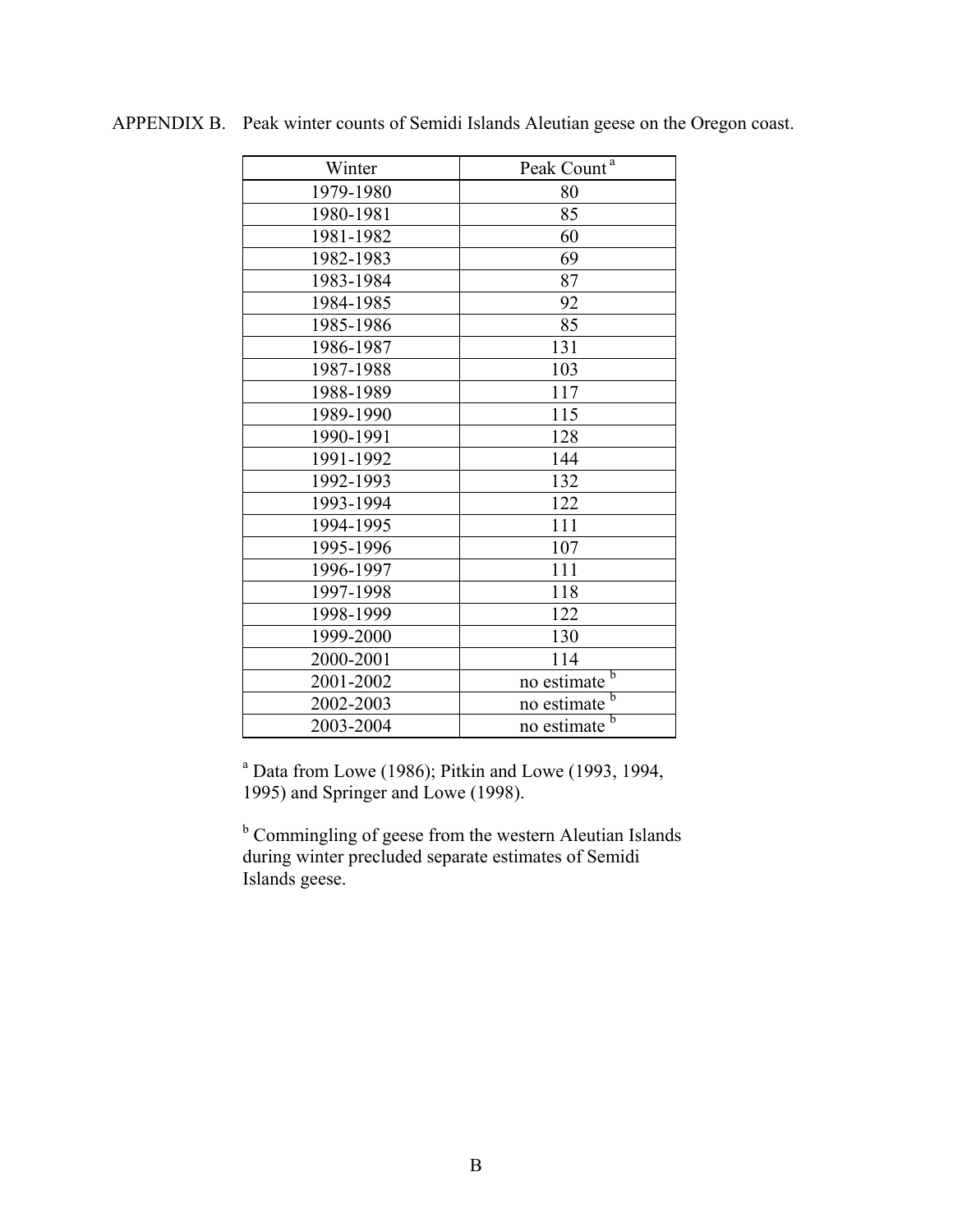APPENDIX B. Peak winter counts of Semidi Islands Aleutian geese on the Oregon coast.

| Winter | Peak Count [a] |
|---|---|
| 1979-1980 | 80 |
| 1980-1981 | 85 |
| 1981-1982 | 60 |
| 1982-1983 | 69 |
| 1983-1984 | 87 |
| 1984-1985 | 92 |
| 1985-1986 | 85 |
| 1986-1987 | 131 |
| 1987-1988 | 103 |
| 1988-1989 | 117 |
| 1989-1990 | 115 |
| 1990-1991 | 128 |
| 1991-1992 | 144 |
| 1992-1993 | 132 |
| 1993-1994 | 122 |
| 1994-1995 | 111 |
| 1995-1996 | 107 |
| 1996-1997 | 111 |
| 1997-1998 | 118 |
| 1998-1999 | 122 |
| 1999-2000 | 130 |
| 2000-2001 | 114 |
| 2001-2002 | no estimate [b] |
| 2002-2003 | no estimate [b] |
| 2003-2004 | no estimate [b] |

[a] Data from Lowe (1986); Pitkin and Lowe (1993, 1994, 1995) and Springer and Lowe (1998).

[b] Commingling of geese from the western Aleutian Islands during winter precluded separate estimates of Semidi Islands geese.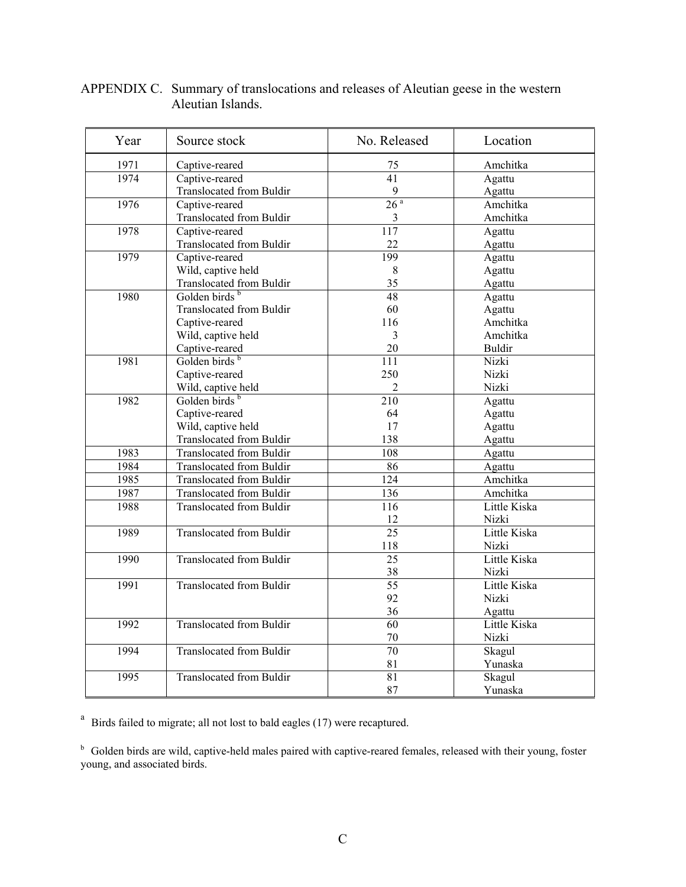APPENDIX C. Summary of translocations and releases of Aleutian geese in the western Aleutian Islands.

| Year | Source stock | No. Released | Location |
|---|---|---|---|
| 1971 | Captive-reared | 75 | Amchitka |
| 1974 | Captive-reared | 41 | Agattu |
| | Translocated from Buldir | 9 | Agattu |
| 1976 | Captive-reared | 26 [a] | Amchitka |
| | Translocated from Buldir | 3 | Amchitka |
| 1978 | Captive-reared | 117 | Agattu |
| | Translocated from Buldir | 22 | Agattu |
| 1979 | Captive-reared | 199 | Agattu |
| | Wild, captive held | 8 | Agattu |
| | Translocated from Buldir | 35 | Agattu |
| 1980 | Golden birds [b] | 48 | Agattu |
| | Translocated from Buldir | 60 | Agattu |
| | Captive-reared | 116 | Amchitka |
| | Wild, captive held | 3 | Amchitka |
| | Captive-reared | 20 | Buldir |
| 1981 | Golden birds [b] | 111 | Nizki |
| | Captive-reared | 250 | Nizki |
| | Wild, captive held | 2 | Nizki |
| 1982 | Golden birds [b] | 210 | Agattu |
| | Captive-reared | 64 | Agattu |
| | Wild, captive held | 17 | Agattu |
| | Translocated from Buldir | 138 | Agattu |
| 1983 | Translocated from Buldir | 108 | Agattu |
| 1984 | Translocated from Buldir | 86 | Agattu |
| 1985 | Translocated from Buldir | 124 | Amchitka |
| 1987 | Translocated from Buldir | 136 | Amchitka |
| 1988 | Translocated from Buldir | 116 | Little Kiska |
| | | 12 | Nizki |
| 1989 | Translocated from Buldir | 25 | Little Kiska |
| | | 118 | Nizki |
| 1990 | Translocated from Buldir | 25 | Little Kiska |
| | | 38 | Nizki |
| 1991 | Translocated from Buldir | 55 | Little Kiska |
| | | 92 | Nizki |
| | | 36 | Agattu |
| 1992 | Translocated from Buldir | 60 | Little Kiska |
| | | 70 | Nizki |
| 1994 | Translocated from Buldir | 70 | Skagul |
| | | 81 | Yunaska |
| 1995 | Translocated from Buldir | 81 | Skagul |
| | | 87 | Yunaska |

[a] Birds failed to migrate; all not lost to bald eagles (17) were recaptured.

[b] Golden birds are wild, captive-held males paired with captive-reared females, released with their young, foster young, and associated birds.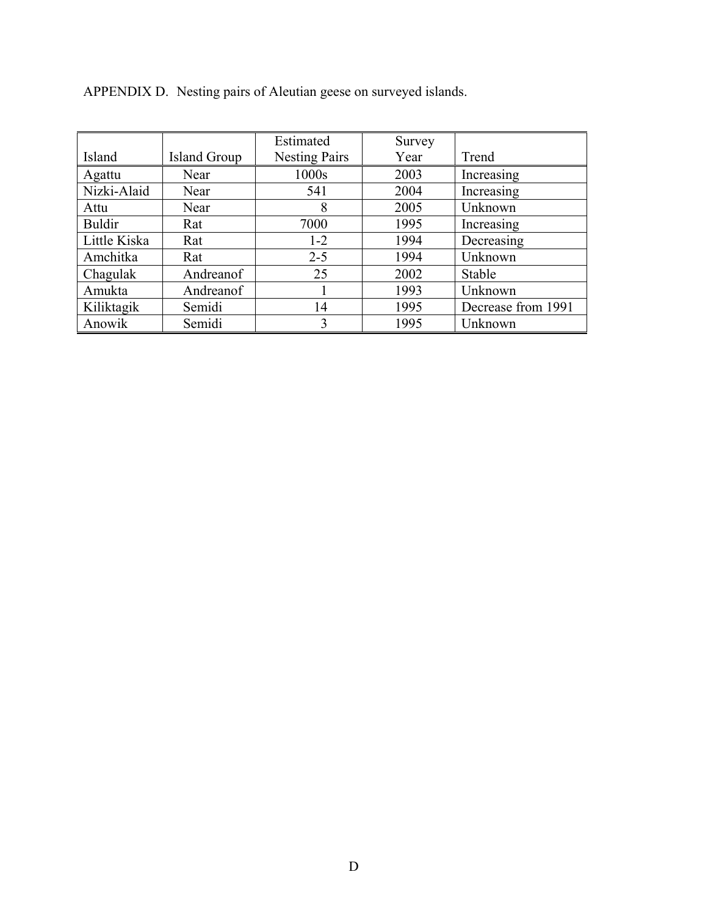APPENDIX D. Nesting pairs of Aleutian geese on surveyed islands.

| Island | Island Group | Estimated Nesting Pairs | Survey Year | Trend |
|---|---|---|---|---|
| Agattu | Near | 1000s | 2003 | Increasing |
| Nizki-Alaid | Near | 541 | 2004 | Increasing |
| Attu | Near | 8 | 2005 | Unknown |
| Buldir | Rat | 7000 | 1995 | Increasing |
| Little Kiska | Rat | 1-2 | 1994 | Decreasing |
| Amchitka | Rat | 2-5 | 1994 | Unknown |
| Chagulak | Andreanof | 25 | 2002 | Stable |
| Amukta | Andreanof | 1 | 1993 | Unknown |
| Kiliktagik | Semidi | 14 | 1995 | Decrease from 1991 |
| Anowik | Semidi | 3 | 1995 | Unknown |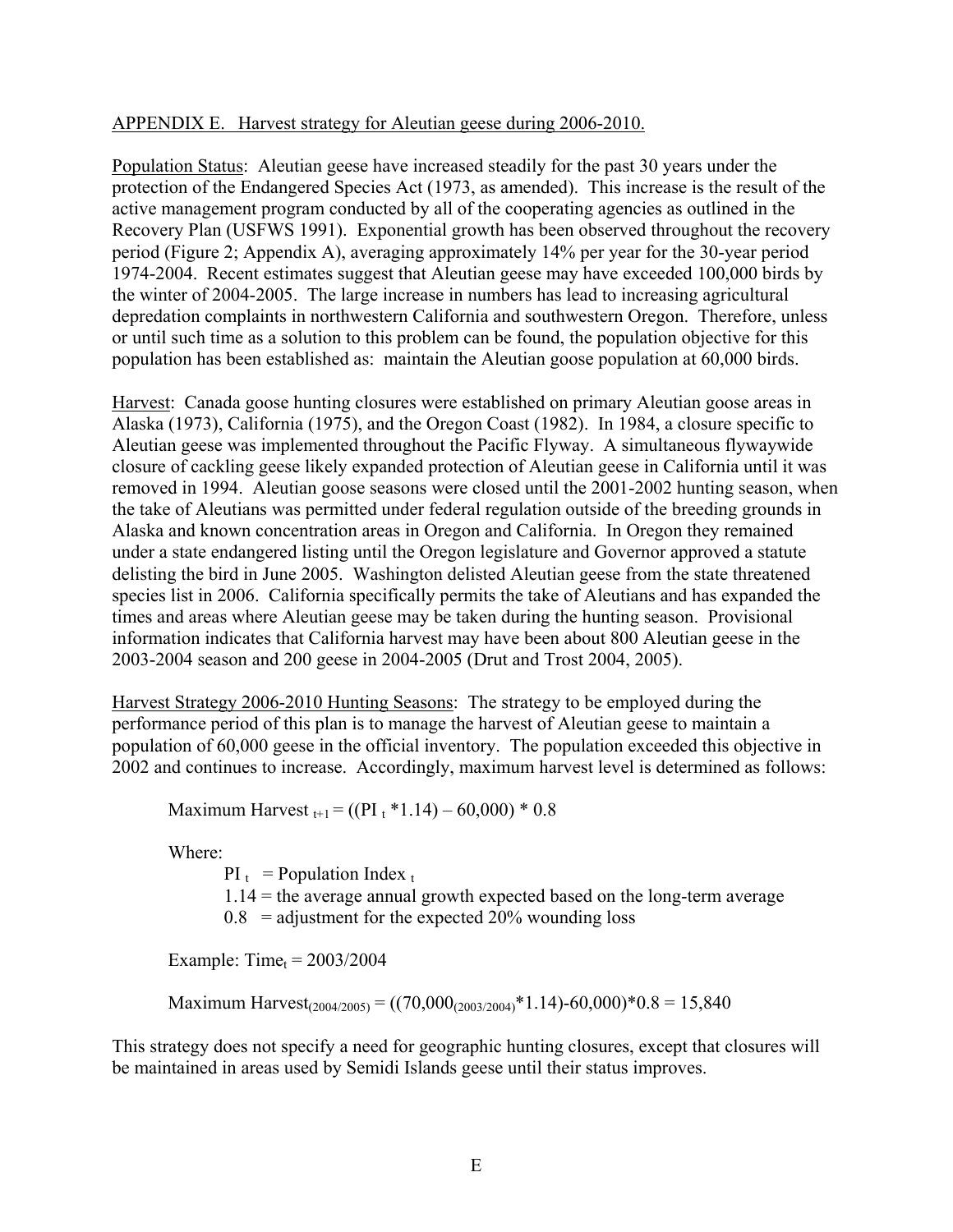APPENDIX E. Harvest strategy for Aleutian geese during 2006-2010.

Population Status: Aleutian geese have increased steadily for the past 30 years under the protection of the Endangered Species Act (1973, as amended). This increase is the result of the active management program conducted by all of the cooperating agencies as outlined in the Recovery Plan (USFWS 1991). Exponential growth has been observed throughout the recovery period (Figure 2; Appendix A), averaging approximately 14% per year for the 30-year period 1974-2004. Recent estimates suggest that Aleutian geese may have exceeded 100,000 birds by the winter of 2004-2005. The large increase in numbers has lead to increasing agricultural depredation complaints in northwestern California and southwestern Oregon. Therefore, unless or until such time as a solution to this problem can be found, the population objective for this population has been established as: maintain the Aleutian goose population at 60,000 birds.

Harvest: Canada goose hunting closures were established on primary Aleutian goose areas in Alaska (1973), California (1975), and the Oregon Coast (1982). In 1984, a closure specific to Aleutian geese was implemented throughout the Pacific Flyway. A simultaneous flywaywide closure of cackling geese likely expanded protection of Aleutian geese in California until it was removed in 1994. Aleutian goose seasons were closed until the 2001-2002 hunting season, when the take of Aleutians was permitted under federal regulation outside of the breeding grounds in Alaska and known concentration areas in Oregon and California. In Oregon they remained under a state endangered listing until the Oregon legislature and Governor approved a statute delisting the bird in June 2005. Washington delisted Aleutian geese from the state threatened species list in 2006. California specifically permits the take of Aleutians and has expanded the times and areas where Aleutian geese may be taken during the hunting season. Provisional information indicates that California harvest may have been about 800 Aleutian geese in the 2003-2004 season and 200 geese in 2004-2005 (Drut and Trost 2004, 2005).

Harvest Strategy 2006-2010 Hunting Seasons: The strategy to be employed during the performance period of this plan is to manage the harvest of Aleutian geese to maintain a population of 60,000 geese in the official inventory. The population exceeded this objective in 2002 and continues to increase. Accordingly, maximum harvest level is determined as follows:

$$\text{Maximum Harvest}_{t+1} = ((PI_t * 1.14) - 60{,}000) * 0.8$$

Where:

$PI_t$ = Population Index $_t$

1.14 = the average annual growth expected based on the long-term average

0.8 = adjustment for the expected 20% wounding loss

Example: $\text{Time}_t$ = 2003/2004

$$\text{Maximum Harvest}_{(2004/2005)} = ((70{,}000_{(2003/2004)} * 1.14) - 60{,}000) * 0.8 = 15{,}840$$

This strategy does not specify a need for geographic hunting closures, except that closures will be maintained in areas used by Semidi Islands geese until their status improves.